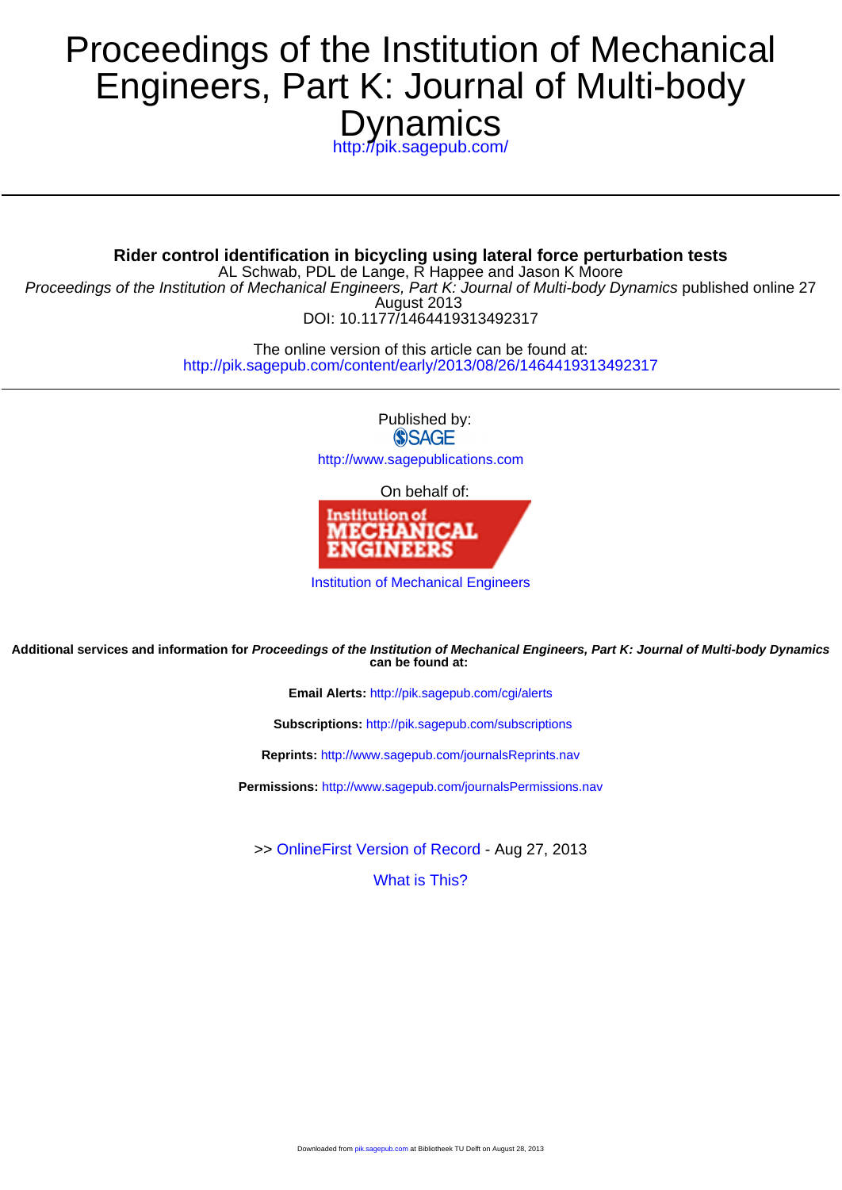# Proceedings of the Institution of Mechanical Engineers, Part K: Journal of Multi-body Dynamics

http://pik.sagepub.com/

---

**Rider control identification in bicycling using lateral force perturbation tests**

AL Schwab, PDL de Lange, R Happee and Jason K Moore

*Proceedings of the Institution of Mechanical Engineers, Part K: Journal of Multi-body Dynamics* published online 27 August 2013

DOI: 10.1177/1464419313492317

The online version of this article can be found at:

http://pik.sagepub.com/content/early/2013/08/26/1464419313492317

---

Published by:

SAGE

http://www.sagepublications.com

On behalf of:

Institution of Mechanical Engineers

Institution of Mechanical Engineers

**Additional services and information for *Proceedings of the Institution of Mechanical Engineers, Part K: Journal of Multi-body Dynamics* can be found at:**

**Email Alerts:** http://pik.sagepub.com/cgi/alerts

**Subscriptions:** http://pik.sagepub.com/subscriptions

**Reprints:** http://www.sagepub.com/journalsReprints.nav

**Permissions:** http://www.sagepub.com/journalsPermissions.nav

>> OnlineFirst Version of Record - Aug 27, 2013

What is This?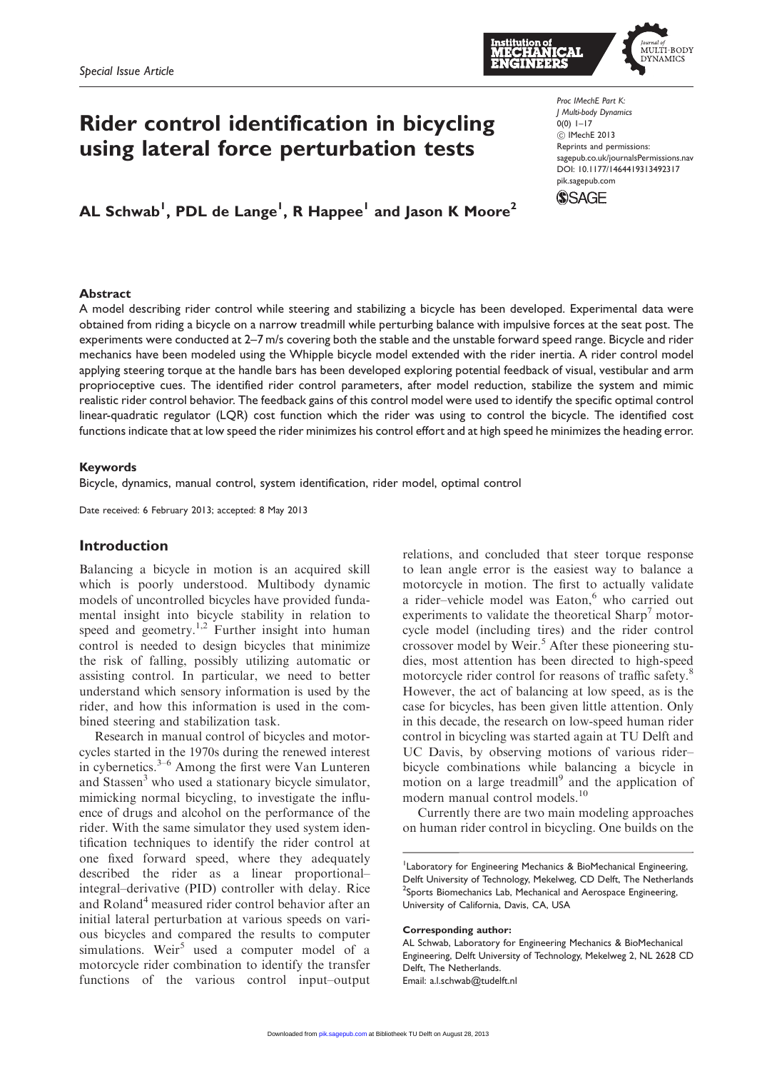# Rider control identification in bicycling using lateral force perturbation tests

**AL Schwab[1], PDL de Lange[1], R Happee[1] and Jason K Moore[2]**

Special Issue Article

Proc IMechE Part K: J Multi-body Dynamics
0(0) 1–17
© IMechE 2013
Reprints and permissions: sagepub.co.uk/journalsPermissions.nav
DOI: 10.1177/1464419313492317
pik.sagepub.com

## Abstract

A model describing rider control while steering and stabilizing a bicycle has been developed. Experimental data were obtained from riding a bicycle on a narrow treadmill while perturbing balance with impulsive forces at the seat post. The experiments were conducted at 2–7 m/s covering both the stable and the unstable forward speed range. Bicycle and rider mechanics have been modeled using the Whipple bicycle model extended with the rider inertia. A rider control model applying steering torque at the handle bars has been developed exploring potential feedback of visual, vestibular and arm proprioceptive cues. The identified rider control parameters, after model reduction, stabilize the system and mimic realistic rider control behavior. The feedback gains of this control model were used to identify the specific optimal control linear-quadratic regulator (LQR) cost function which the rider was using to control the bicycle. The identified cost functions indicate that at low speed the rider minimizes his control effort and at high speed he minimizes the heading error.

### Keywords

Bicycle, dynamics, manual control, system identification, rider model, optimal control

Date received: 6 February 2013; accepted: 8 May 2013

## Introduction

Balancing a bicycle in motion is an acquired skill which is poorly understood. Multibody dynamic models of uncontrolled bicycles have provided fundamental insight into bicycle stability in relation to speed and geometry.[1,2] Further insight into human control is needed to design bicycles that minimize the risk of falling, possibly utilizing automatic or assisting control. In particular, we need to better understand which sensory information is used by the rider, and how this information is used in the combined steering and stabilization task.

Research in manual control of bicycles and motorcycles started in the 1970s during the renewed interest in cybernetics.[3–6] Among the first were Van Lunteren and Stassen[3] who used a stationary bicycle simulator, mimicking normal bicycling, to investigate the influence of drugs and alcohol on the performance of the rider. With the same simulator they used system identification techniques to identify the rider control at one fixed forward speed, where they adequately described the rider as a linear proportional–integral–derivative (PID) controller with delay. Rice and Roland[4] measured rider control behavior after an initial lateral perturbation at various speeds on various bicycles and compared the results to computer simulations. Weir[5] used a computer model of a motorcycle rider combination to identify the transfer functions of the various control input–output relations, and concluded that steer torque response to lean angle error is the easiest way to balance a motorcycle in motion. The first to actually validate a rider–vehicle model was Eaton,[6] who carried out experiments to validate the theoretical Sharp[7] motorcycle model (including tires) and the rider control crossover model by Weir.[5] After these pioneering studies, most attention has been directed to high-speed motorcycle rider control for reasons of traffic safety.[8] However, the act of balancing at low speed, as is the case for bicycles, has been given little attention. Only in this decade, the research on low-speed human rider control in bicycling was started again at TU Delft and UC Davis, by observing motions of various rider–bicycle combinations while balancing a bicycle in motion on a large treadmill[9] and the application of modern manual control models.[10]

Currently there are two main modeling approaches on human rider control in bicycling. One builds on the

[1]Laboratory for Engineering Mechanics & BioMechanical Engineering, Delft University of Technology, Mekelweg, CD Delft, The Netherlands
[2]Sports Biomechanics Lab, Mechanical and Aerospace Engineering, University of California, Davis, CA, USA

**Corresponding author:**
AL Schwab, Laboratory for Engineering Mechanics & BioMechanical Engineering, Delft University of Technology, Mekelweg 2, NL 2628 CD Delft, The Netherlands.
Email: a.l.schwab@tudelft.nl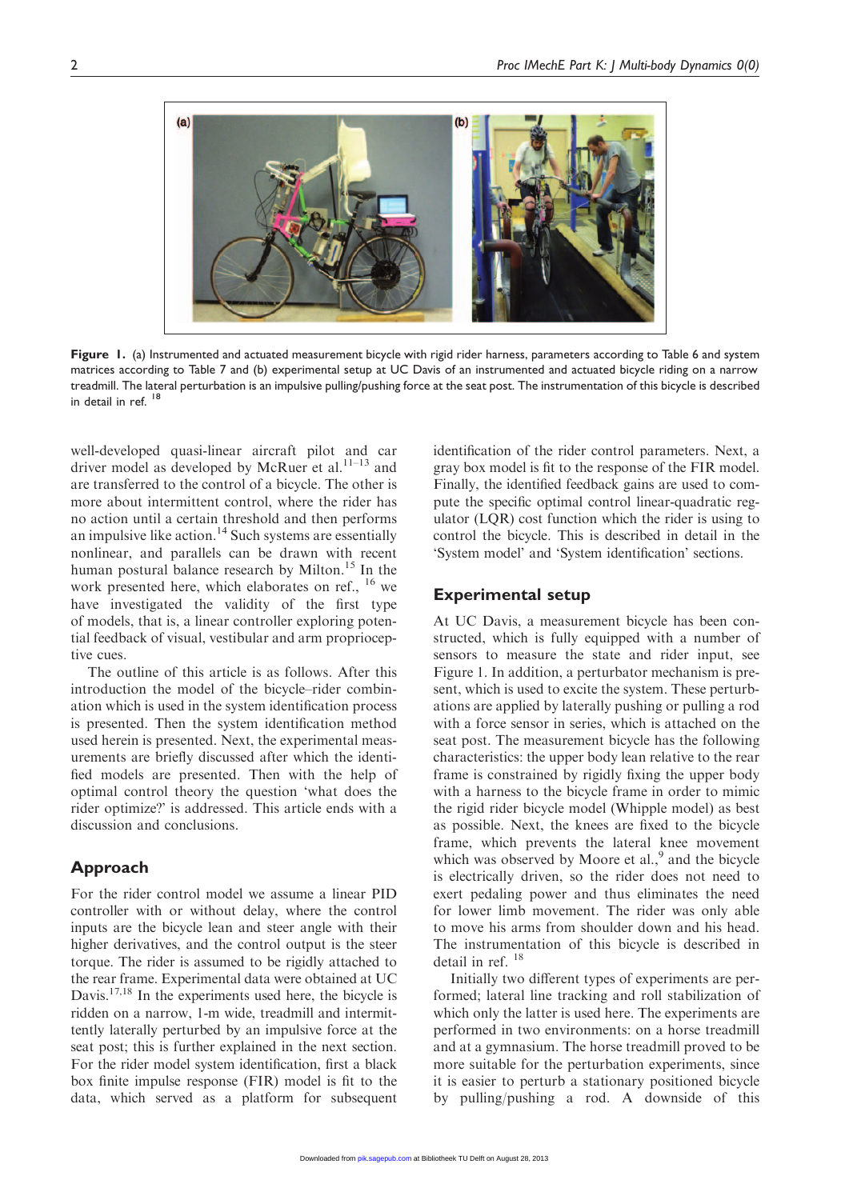**Figure 1.** (a) Instrumented and actuated measurement bicycle with rigid rider harness, parameters according to Table 6 and system matrices according to Table 7 and (b) experimental setup at UC Davis of an instrumented and actuated bicycle riding on a narrow treadmill. The lateral perturbation is an impulsive pulling/pushing force at the seat post. The instrumentation of this bicycle is described in detail in ref. [18]

well-developed quasi-linear aircraft pilot and car driver model as developed by McRuer et al.[11–13] and are transferred to the control of a bicycle. The other is more about intermittent control, where the rider has no action until a certain threshold and then performs an impulsive like action.[14] Such systems are essentially nonlinear, and parallels can be drawn with recent human postural balance research by Milton.[15] In the work presented here, which elaborates on ref., [16] we have investigated the validity of the first type of models, that is, a linear controller exploring potential feedback of visual, vestibular and arm proprioceptive cues.

The outline of this article is as follows. After this introduction the model of the bicycle–rider combination which is used in the system identification process is presented. Then the system identification method used herein is presented. Next, the experimental measurements are briefly discussed after which the identified models are presented. Then with the help of optimal control theory the question 'what does the rider optimize?' is addressed. This article ends with a discussion and conclusions.

## Approach

For the rider control model we assume a linear PID controller with or without delay, where the control inputs are the bicycle lean and steer angle with their higher derivatives, and the control output is the steer torque. The rider is assumed to be rigidly attached to the rear frame. Experimental data were obtained at UC Davis.[17,18] In the experiments used here, the bicycle is ridden on a narrow, 1-m wide, treadmill and intermittently laterally perturbed by an impulsive force at the seat post; this is further explained in the next section. For the rider model system identification, first a black box finite impulse response (FIR) model is fit to the data, which served as a platform for subsequent identification of the rider control parameters. Next, a gray box model is fit to the response of the FIR model. Finally, the identified feedback gains are used to compute the specific optimal control linear-quadratic regulator (LQR) cost function which the rider is using to control the bicycle. This is described in detail in the 'System model' and 'System identification' sections.

## Experimental setup

At UC Davis, a measurement bicycle has been constructed, which is fully equipped with a number of sensors to measure the state and rider input, see Figure 1. In addition, a perturbator mechanism is present, which is used to excite the system. These perturbations are applied by laterally pushing or pulling a rod with a force sensor in series, which is attached on the seat post. The measurement bicycle has the following characteristics: the upper body lean relative to the rear frame is constrained by rigidly fixing the upper body with a harness to the bicycle frame in order to mimic the rigid rider bicycle model (Whipple model) as best as possible. Next, the knees are fixed to the bicycle frame, which prevents the lateral knee movement which was observed by Moore et al.,[9] and the bicycle is electrically driven, so the rider does not need to exert pedaling power and thus eliminates the need for lower limb movement. The rider was only able to move his arms from shoulder down and his head. The instrumentation of this bicycle is described in detail in ref. [18]

Initially two different types of experiments are performed; lateral line tracking and roll stabilization of which only the latter is used here. The experiments are performed in two environments: on a horse treadmill and at a gymnasium. The horse treadmill proved to be more suitable for the perturbation experiments, since it is easier to perturb a stationary positioned bicycle by pulling/pushing a rod. A downside of this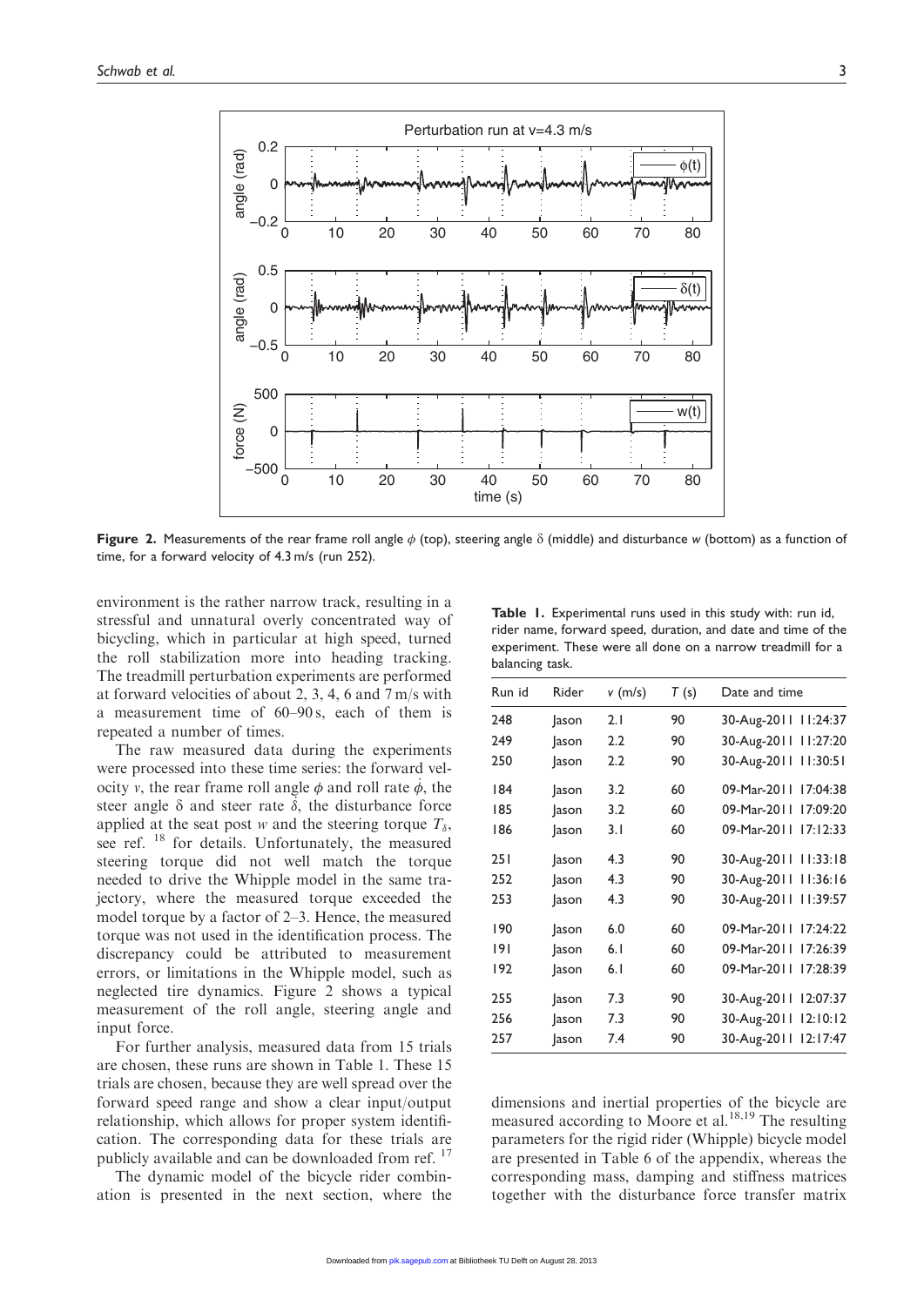**Figure 2.** Measurements of the rear frame roll angle $\phi$ (top), steering angle $\delta$ (middle) and disturbance $w$ (bottom) as a function of time, for a forward velocity of 4.3 m/s (run 252).

environment is the rather narrow track, resulting in a stressful and unnatural overly concentrated way of bicycling, which in particular at high speed, turned the roll stabilization more into heading tracking. The treadmill perturbation experiments are performed at forward velocities of about 2, 3, 4, 6 and 7 m/s with a measurement time of 60–90 s, each of them is repeated a number of times.

The raw measured data during the experiments were processed into these time series: the forward velocity $v$, the rear frame roll angle $\phi$ and roll rate $\dot{\phi}$, the steer angle $\delta$ and steer rate $\dot{\delta}$, the disturbance force applied at the seat post $w$ and the steering torque $T_\delta$, see ref. [18] for details. Unfortunately, the measured steering torque did not well match the torque needed to drive the Whipple model in the same trajectory, where the measured torque exceeded the model torque by a factor of 2–3. Hence, the measured torque was not used in the identification process. The discrepancy could be attributed to measurement errors, or limitations in the Whipple model, such as neglected tire dynamics. Figure 2 shows a typical measurement of the roll angle, steering angle and input force.

For further analysis, measured data from 15 trials are chosen, these runs are shown in Table 1. These 15 trials are chosen, because they are well spread over the forward speed range and show a clear input/output relationship, which allows for proper system identification. The corresponding data for these trials are publicly available and can be downloaded from ref. [17]

The dynamic model of the bicycle rider combination is presented in the next section, where the dimensions and inertial properties of the bicycle are measured according to Moore et al.[18,19] The resulting parameters for the rigid rider (Whipple) bicycle model are presented in Table 6 of the appendix, whereas the corresponding mass, damping and stiffness matrices together with the disturbance force transfer matrix

**Table 1.** Experimental runs used in this study with: run id, rider name, forward speed, duration, and date and time of the experiment. These were all done on a narrow treadmill for a balancing task.

| Run id | Rider | $v$ (m/s) | $T$ (s) | Date and time |
|---|---|---|---|---|
| 248 | Jason | 2.1 | 90 | 30-Aug-2011 11:24:37 |
| 249 | Jason | 2.2 | 90 | 30-Aug-2011 11:27:20 |
| 250 | Jason | 2.2 | 90 | 30-Aug-2011 11:30:51 |
| 184 | Jason | 3.2 | 60 | 09-Mar-2011 17:04:38 |
| 185 | Jason | 3.2 | 60 | 09-Mar-2011 17:09:20 |
| 186 | Jason | 3.1 | 60 | 09-Mar-2011 17:12:33 |
| 251 | Jason | 4.3 | 90 | 30-Aug-2011 11:33:18 |
| 252 | Jason | 4.3 | 90 | 30-Aug-2011 11:36:16 |
| 253 | Jason | 4.3 | 90 | 30-Aug-2011 11:39:57 |
| 190 | Jason | 6.0 | 60 | 09-Mar-2011 17:24:22 |
| 191 | Jason | 6.1 | 60 | 09-Mar-2011 17:26:39 |
| 192 | Jason | 6.1 | 60 | 09-Mar-2011 17:28:39 |
| 255 | Jason | 7.3 | 90 | 30-Aug-2011 12:07:37 |
| 256 | Jason | 7.3 | 90 | 30-Aug-2011 12:10:12 |
| 257 | Jason | 7.4 | 90 | 30-Aug-2011 12:17:47 |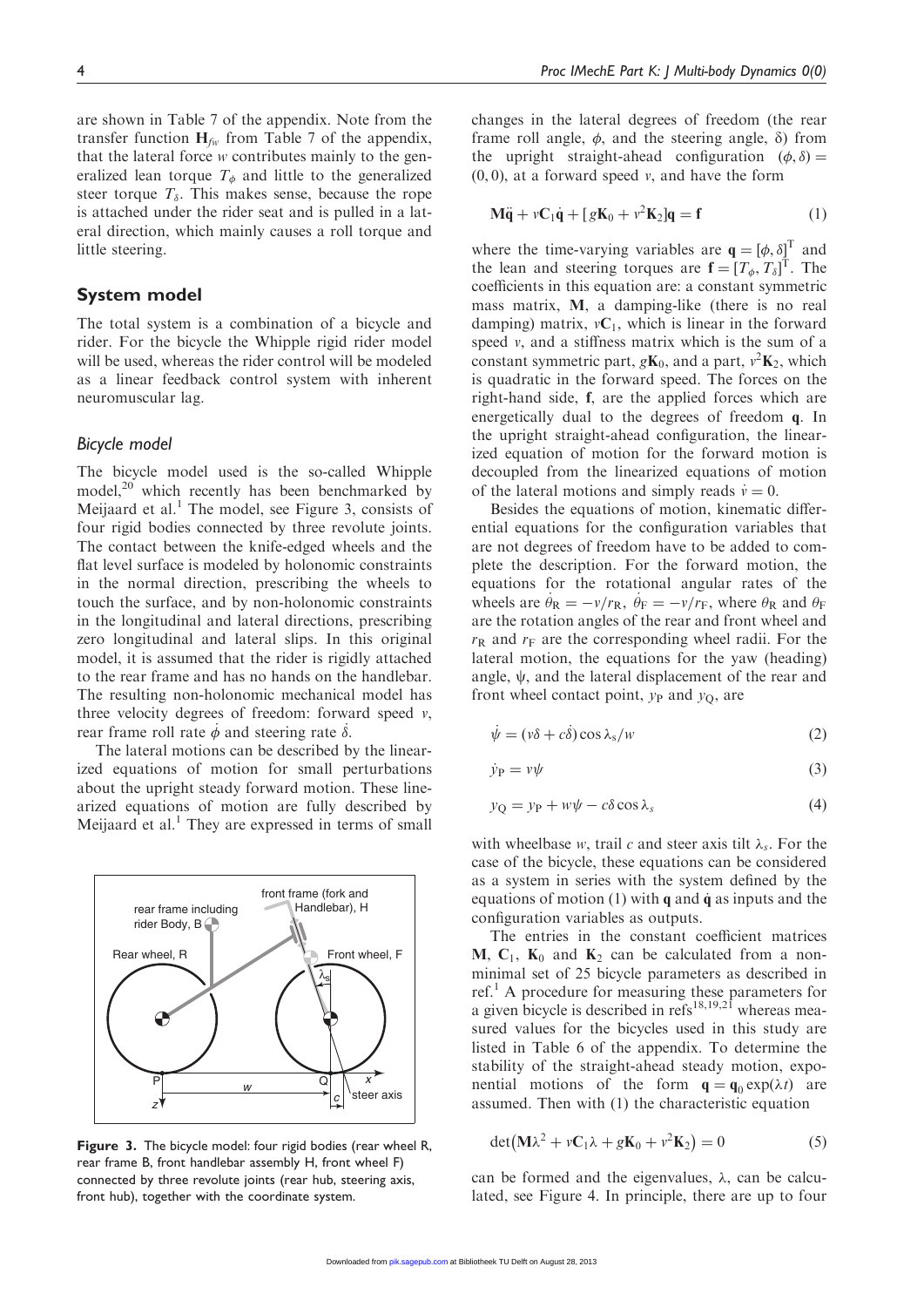are shown in Table 7 of the appendix. Note from the transfer function $\mathbf{H}_{fw}$ from Table 7 of the appendix, that the lateral force $w$ contributes mainly to the generalized lean torque $T_\phi$ and little to the generalized steer torque $T_\delta$. This makes sense, because the rope is attached under the rider seat and is pulled in a lateral direction, which mainly causes a roll torque and little steering.

## System model

The total system is a combination of a bicycle and rider. For the bicycle the Whipple rigid rider model will be used, whereas the rider control will be modeled as a linear feedback control system with inherent neuromuscular lag.

### Bicycle model

The bicycle model used is the so-called Whipple model,[20] which recently has been benchmarked by Meijaard et al.[1] The model, see Figure 3, consists of four rigid bodies connected by three revolute joints. The contact between the knife-edged wheels and the flat level surface is modeled by holonomic constraints in the normal direction, prescribing the wheels to touch the surface, and by non-holonomic constraints in the longitudinal and lateral directions, prescribing zero longitudinal and lateral slips. In this original model, it is assumed that the rider is rigidly attached to the rear frame and has no hands on the handlebar. The resulting non-holonomic mechanical model has three velocity degrees of freedom: forward speed $v$, rear frame roll rate $\dot{\phi}$ and steering rate $\dot{\delta}$.

The lateral motions can be described by the linearized equations of motion for small perturbations about the upright steady forward motion. These linearized equations of motion are fully described by Meijaard et al.[1] They are expressed in terms of small changes in the lateral degrees of freedom (the rear frame roll angle, $\phi$, and the steering angle, $\delta$) from the upright straight-ahead configuration $(\phi, \delta) = (0, 0)$, at a forward speed $v$, and have the form

$$\mathbf{M}\ddot{\mathbf{q}} + v\mathbf{C}_1\dot{\mathbf{q}} + [g\mathbf{K}_0 + v^2\mathbf{K}_2]\mathbf{q} = \mathbf{f} \tag{1}$$

where the time-varying variables are $\mathbf{q} = [\phi, \delta]^{\mathrm{T}}$ and the lean and steering torques are $\mathbf{f} = [T_\phi, T_\delta]^{\mathrm{T}}$. The coefficients in this equation are: a constant symmetric mass matrix, $\mathbf{M}$, a damping-like (there is no real damping) matrix, $v\mathbf{C}_1$, which is linear in the forward speed $v$, and a stiffness matrix which is the sum of a constant symmetric part, $g\mathbf{K}_0$, and a part, $v^2\mathbf{K}_2$, which is quadratic in the forward speed. The forces on the right-hand side, $\mathbf{f}$, are the applied forces which are energetically dual to the degrees of freedom $\mathbf{q}$. In the upright straight-ahead configuration, the linearized equation of motion for the forward motion is decoupled from the linearized equations of motion of the lateral motions and simply reads $\dot{v} = 0$.

Besides the equations of motion, kinematic differential equations for the configuration variables that are not degrees of freedom have to be added to complete the description. For the forward motion, the equations for the rotational angular rates of the wheels are $\dot{\theta}_{\mathrm{R}} = -v/r_{\mathrm{R}}$, $\dot{\theta}_{\mathrm{F}} = -v/r_{\mathrm{F}}$, where $\theta_{\mathrm{R}}$ and $\theta_{\mathrm{F}}$ are the rotation angles of the rear and front wheel and $r_{\mathrm{R}}$ and $r_{\mathrm{F}}$ are the corresponding wheel radii. For the lateral motion, the equations for the yaw (heading) angle, $\psi$, and the lateral displacement of the rear and front wheel contact point, $y_{\mathrm{P}}$ and $y_{\mathrm{Q}}$, are

$$\dot{\psi} = (v\delta + c\dot{\delta})\cos\lambda_{\mathrm{s}}/w \tag{2}$$

$$\dot{y}_{\mathrm{P}} = v\psi \tag{3}$$

$$y_{\mathrm{Q}} = y_{\mathrm{P}} + w\psi - c\delta\cos\lambda_s \tag{4}$$

with wheelbase $w$, trail $c$ and steer axis tilt $\lambda_s$. For the case of the bicycle, these equations can be considered as a system in series with the system defined by the equations of motion (1) with $\mathbf{q}$ and $\dot{\mathbf{q}}$ as inputs and the configuration variables as outputs.

The entries in the constant coefficient matrices $\mathbf{M}$, $\mathbf{C}_1$, $\mathbf{K}_0$ and $\mathbf{K}_2$ can be calculated from a non-minimal set of 25 bicycle parameters as described in ref.[1] A procedure for measuring these parameters for a given bicycle is described in refs[18,19,21] whereas measured values for the bicycles used in this study are listed in Table 6 of the appendix. To determine the stability of the straight-ahead steady motion, exponential motions of the form $\mathbf{q} = \mathbf{q}_0\exp(\lambda t)$ are assumed. Then with (1) the characteristic equation

$$\det\left(\mathbf{M}\lambda^2 + v\mathbf{C}_1\lambda + g\mathbf{K}_0 + v^2\mathbf{K}_2\right) = 0 \tag{5}$$

can be formed and the eigenvalues, $\lambda$, can be calculated, see Figure 4. In principle, there are up to four

**Figure 3.** The bicycle model: four rigid bodies (rear wheel R, rear frame B, front handlebar assembly H, front wheel F) connected by three revolute joints (rear hub, steering axis, front hub), together with the coordinate system.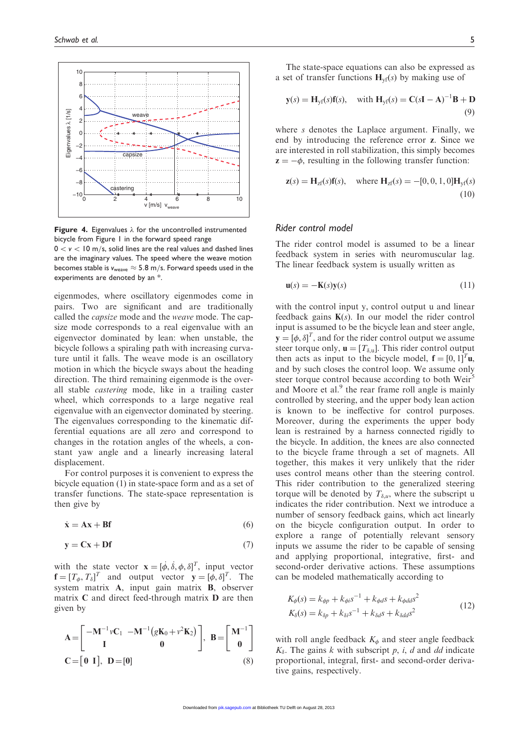**Figure 4.** Eigenvalues $\lambda$ for the uncontrolled instrumented bicycle from Figure 1 in the forward speed range $0 < v < 10$ m/s, solid lines are the real values and dashed lines are the imaginary values. The speed where the weave motion becomes stable is $v_{weave} \approx 5.8$ m/s. Forward speeds used in the experiments are denoted by an *.

eigenmodes, where oscillatory eigenmodes come in pairs. Two are significant and are traditionally called the *capsize* mode and the *weave* mode. The capsize mode corresponds to a real eigenvalue with an eigenvector dominated by lean: when unstable, the bicycle follows a spiraling path with increasing curvature until it falls. The weave mode is an oscillatory motion in which the bicycle sways about the heading direction. The third remaining eigenmode is the overall stable *castering* mode, like in a trailing caster wheel, which corresponds to a large negative real eigenvalue with an eigenvector dominated by steering. The eigenvalues corresponding to the kinematic differential equations are all zero and correspond to changes in the rotation angles of the wheels, a constant yaw angle and a linearly increasing lateral displacement.

For control purposes it is convenient to express the bicycle equation (1) in state-space form and as a set of transfer functions. The state-space representation is then give by

$$\dot{\mathbf{x}} = \mathbf{A}\mathbf{x} + \mathbf{B}\mathbf{f} \tag{6}$$

$$\mathbf{y} = \mathbf{C}\mathbf{x} + \mathbf{D}\mathbf{f} \tag{7}$$

with the state vector $\mathbf{x} = [\dot{\phi}, \dot{\delta}, \phi, \delta]^T$, input vector $\mathbf{f} = [T_\phi, T_\delta]^T$ and output vector $\mathbf{y} = [\phi, \delta]^T$. The system matrix $\mathbf{A}$, input gain matrix $\mathbf{B}$, observer matrix $\mathbf{C}$ and direct feed-through matrix $\mathbf{D}$ are then given by

$$\mathbf{A} = \begin{bmatrix} -\mathbf{M}^{-1} v \mathbf{C}_1 & -\mathbf{M}^{-1}\left(g\mathbf{K}_0 + v^2\mathbf{K}_2\right) \\ \mathbf{I} & \mathbf{0} \end{bmatrix}, \quad \mathbf{B} = \begin{bmatrix} \mathbf{M}^{-1} \\ \mathbf{0} \end{bmatrix}$$
$$\mathbf{C} = \begin{bmatrix} \mathbf{0} & \mathbf{I} \end{bmatrix}, \quad \mathbf{D} = [\mathbf{0}] \tag{8}$$

The state-space equations can also be expressed as a set of transfer functions $\mathbf{H}_{yf}(s)$ by making use of

$$\mathbf{y}(s) = \mathbf{H}_{yf}(s)\mathbf{f}(s), \quad \text{with } \mathbf{H}_{yf}(s) = \mathbf{C}(s\mathbf{I} - \mathbf{A})^{-1}\mathbf{B} + \mathbf{D} \tag{9}$$

where $s$ denotes the Laplace argument. Finally, we end by introducing the reference error $\mathbf{z}$. Since we are interested in roll stabilization, this simply becomes $\mathbf{z} = -\phi$, resulting in the following transfer function:

$$\mathbf{z}(s) = \mathbf{H}_{zf}(s)\mathbf{f}(s), \quad \text{where } \mathbf{H}_{zf}(s) = -[0, 0, 1, 0]\mathbf{H}_{yf}(s) \tag{10}$$

### *Rider control model*

The rider control model is assumed to be a linear feedback system in series with neuromuscular lag. The linear feedback system is usually written as

$$\mathbf{u}(s) = -\mathbf{K}(s)\mathbf{y}(s) \tag{11}$$

with the control input y, control output u and linear feedback gains $\mathbf{K}(s)$. In our model the rider control input is assumed to be the bicycle lean and steer angle, $\mathbf{y} = [\phi, \delta]^T$, and for the rider control output we assume steer torque only, $\mathbf{u} = [T_{\delta,\mathrm{u}}]$. This rider control output then acts as input to the bicycle model, $\mathbf{f} = [0, 1]^T\mathbf{u}$, and by such closes the control loop. We assume only steer torque control because according to both Weir[5] and Moore et al.[9] the rear frame roll angle is mainly controlled by steering, and the upper body lean action is known to be ineffective for control purposes. Moreover, during the experiments the upper body lean is restrained by a harness connected rigidly to the bicycle. In addition, the knees are also connected to the bicycle frame through a set of magnets. All together, this makes it very unlikely that the rider uses control means other than the steering control. This rider contribution to the generalized steering torque will be denoted by $T_{\delta,u}$, where the subscript u indicates the rider contribution. Next we introduce a number of sensory feedback gains, which act linearly on the bicycle configuration output. In order to explore a range of potentially relevant sensory inputs we assume the rider to be capable of sensing and applying proportional, integrative, first- and second-order derivative actions. These assumptions can be modeled mathematically according to

$$\begin{aligned} K_\phi(s) &= k_{\phi p} + k_{\phi i}s^{-1} + k_{\phi d}s + k_{\phi dd}s^2 \\ K_\delta(s) &= k_{\delta p} + k_{\delta i}s^{-1} + k_{\delta d}s + k_{\delta dd}s^2 \end{aligned} \tag{12}$$

with roll angle feedback $K_\phi$ and steer angle feedback $K_\delta$. The gains $k$ with subscript $p$, $i$, $d$ and $dd$ indicate proportional, integral, first- and second-order derivative gains, respectively.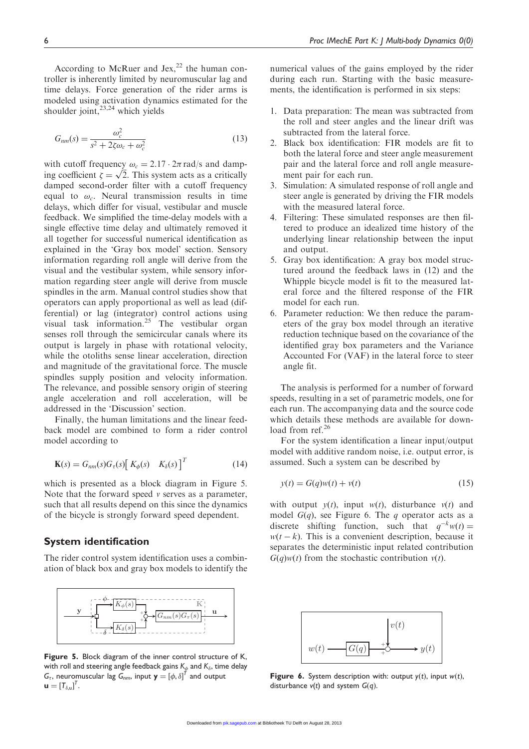According to McRuer and Jex,[22] the human controller is inherently limited by neuromuscular lag and time delays. Force generation of the rider arms is modeled using activation dynamics estimated for the shoulder joint,[23,24] which yields

$$G_{nm}(s) = \frac{\omega_c^2}{s^2 + 2\zeta\omega_c + \omega_c^2} \tag{13}$$

with cutoff frequency $\omega_c = 2.17 \cdot 2\pi$ rad/s and damping coefficient $\zeta = \sqrt{2}$. This system acts as a critically damped second-order filter with a cutoff frequency equal to $\omega_c$. Neural transmission results in time delays, which differ for visual, vestibular and muscle feedback. We simplified the time-delay models with a single effective time delay and ultimately removed it all together for successful numerical identification as explained in the 'Gray box model' section. Sensory information regarding roll angle will derive from the visual and the vestibular system, while sensory information regarding steer angle will derive from muscle spindles in the arm. Manual control studies show that operators can apply proportional as well as lead (differential) or lag (integrator) control actions using visual task information.[25] The vestibular organ senses roll through the semicircular canals where its output is largely in phase with rotational velocity, while the otoliths sense linear acceleration, direction and magnitude of the gravitational force. The muscle spindles supply position and velocity information. The relevance, and possible sensory origin of steering angle acceleration and roll acceleration, will be addressed in the 'Discussion' section.

Finally, the human limitations and the linear feedback model are combined to form a rider control model according to

$$\mathbf{K}(s) = G_{nm}(s)G_\tau(s)\begin{bmatrix} K_\phi(s) & K_\delta(s) \end{bmatrix}^T \tag{14}$$

which is presented as a block diagram in Figure 5. Note that the forward speed $v$ serves as a parameter, such that all results depend on this since the dynamics of the bicycle is strongly forward speed dependent.

## System identification

The rider control system identification uses a combination of black box and gray box models to identify the numerical values of the gains employed by the rider during each run. Starting with the basic measurements, the identification is performed in six steps:

1. Data preparation: The mean was subtracted from the roll and steer angles and the linear drift was subtracted from the lateral force.
2. Black box identification: FIR models are fit to both the lateral force and steer angle measurement pair and the lateral force and roll angle measurement pair for each run.
3. Simulation: A simulated response of roll angle and steer angle is generated by driving the FIR models with the measured lateral force.
4. Filtering: These simulated responses are then filtered to produce an idealized time history of the underlying linear relationship between the input and output.
5. Gray box identification: A gray box model structured around the feedback laws in (12) and the Whipple bicycle model is fit to the measured lateral force and the filtered response of the FIR model for each run.
6. Parameter reduction: We then reduce the parameters of the gray box model through an iterative reduction technique based on the covariance of the identified gray box parameters and the Variance Accounted For (VAF) in the lateral force to steer angle fit.

The analysis is performed for a number of forward speeds, resulting in a set of parametric models, one for each run. The accompanying data and the source code which details these methods are available for download from ref.[26]

For the system identification a linear input/output model with additive random noise, i.e. output error, is assumed. Such a system can be described by

$$y(t) = G(q)w(t) + v(t) \tag{15}$$

with output $y(t)$, input $w(t)$, disturbance $v(t)$ and model $G(q)$, see Figure 6. The $q$ operator acts as a discrete shifting function, such that $q^{-k}w(t) = w(t-k)$. This is a convenient description, because it separates the deterministic input related contribution $G(q)w(t)$ from the stochastic contribution $v(t)$.

**Figure 5.** Block diagram of the inner control structure of K, with roll and steering angle feedback gains $K_\phi$ and $K_\delta$, time delay $G_\tau$, neuromuscular lag $G_{nm}$, input $\mathbf{y} = [\phi, \delta]^T$ and output $\mathbf{u} = [T_{\delta,u}]^T$.

**Figure 6.** System description with: output $y(t)$, input $w(t)$, disturbance $v(t)$ and system $G(q)$.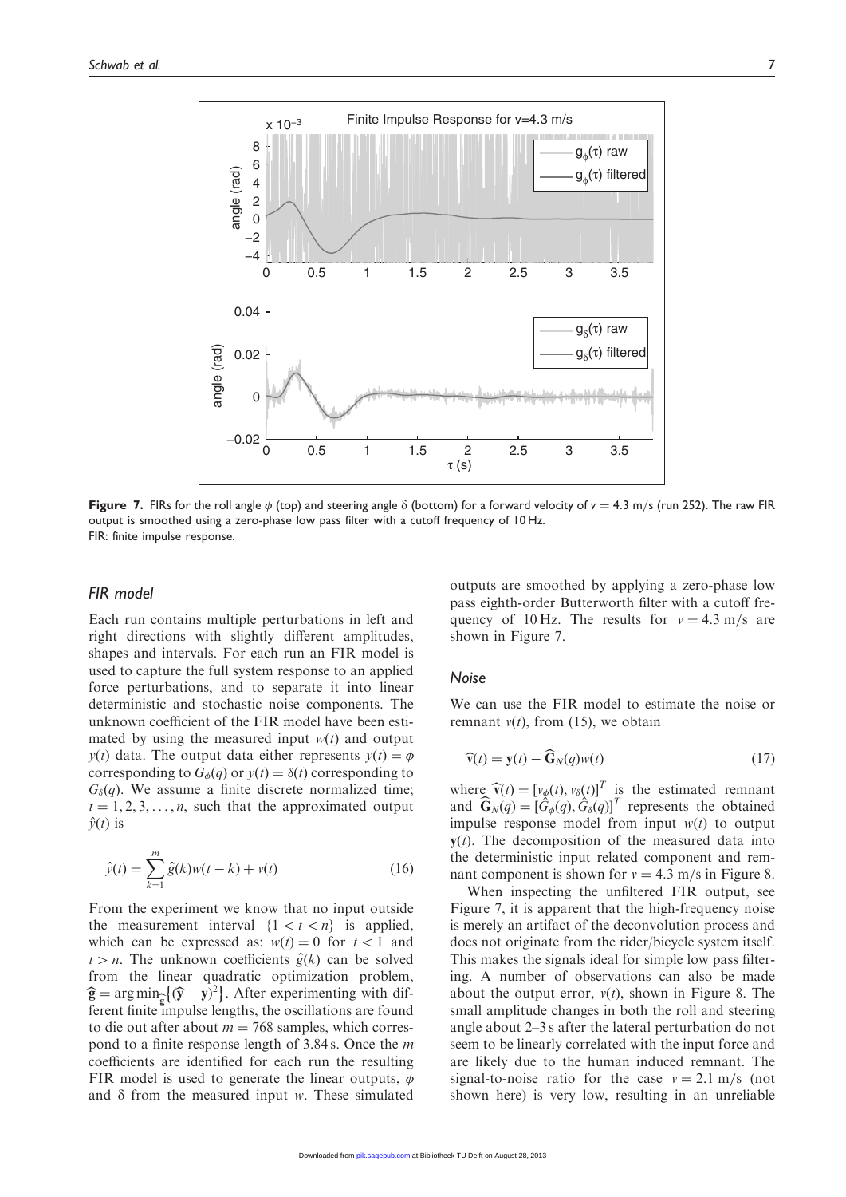**Figure 7.** FIRs for the roll angle $\phi$ (top) and steering angle $\delta$ (bottom) for a forward velocity of $v = 4.3$ m/s (run 252). The raw FIR output is smoothed using a zero-phase low pass filter with a cutoff frequency of 10 Hz.
FIR: finite impulse response.

## FIR model

Each run contains multiple perturbations in left and right directions with slightly different amplitudes, shapes and intervals. For each run an FIR model is used to capture the full system response to an applied force perturbations, and to separate it into linear deterministic and stochastic noise components. The unknown coefficient of the FIR model have been estimated by using the measured input $w(t)$ and output $y(t)$ data. The output data either represents $y(t) = \phi$ corresponding to $G_\phi(q)$ or $y(t) = \delta(t)$ corresponding to $G_\delta(q)$. We assume a finite discrete normalized time; $t = 1, 2, 3, \ldots, n$, such that the approximated output $\hat{y}(t)$ is

$$\hat{y}(t) = \sum_{k=1}^{m} \hat{g}(k) w(t-k) + v(t) \tag{16}$$

From the experiment we know that no input outside the measurement interval $\{1 < t < n\}$ is applied, which can be expressed as: $w(t) = 0$ for $t < 1$ and $t > n$. The unknown coefficients $\hat{g}(k)$ can be solved from the linear quadratic optimization problem, $\widehat{\mathbf{g}} = \arg\min_{\widehat{\mathbf{g}}} \{(\widehat{\mathbf{y}} - \mathbf{y})^2\}$. After experimenting with different finite impulse lengths, the oscillations are found to die out after about $m = 768$ samples, which correspond to a finite response length of 3.84 s. Once the $m$ coefficients are identified for each run the resulting FIR model is used to generate the linear outputs, $\phi$ and $\delta$ from the measured input $w$. These simulated outputs are smoothed by applying a zero-phase low pass eighth-order Butterworth filter with a cutoff frequency of 10 Hz. The results for $v = 4.3$ m/s are shown in Figure 7.

## Noise

We can use the FIR model to estimate the noise or remnant $v(t)$, from (15), we obtain

$$\widehat{\mathbf{v}}(t) = \mathbf{y}(t) - \widehat{\mathbf{G}}_N(q) w(t) \tag{17}$$

where $\widehat{\mathbf{v}}(t) = [v_\phi(t), v_\delta(t)]^T$ is the estimated remnant and $\widehat{\mathbf{G}}_N(q) = [\hat{G}_\phi(q), \hat{G}_\delta(q)]^T$ represents the obtained impulse response model from input $w(t)$ to output $\mathbf{y}(t)$. The decomposition of the measured data into the deterministic input related component and remnant component is shown for $v = 4.3$ m/s in Figure 8.

When inspecting the unfiltered FIR output, see Figure 7, it is apparent that the high-frequency noise is merely an artifact of the deconvolution process and does not originate from the rider/bicycle system itself. This makes the signals ideal for simple low pass filtering. A number of observations can also be made about the output error, $v(t)$, shown in Figure 8. The small amplitude changes in both the roll and steering angle about 2–3 s after the lateral perturbation do not seem to be linearly correlated with the input force and are likely due to the human induced remnant. The signal-to-noise ratio for the case $v = 2.1$ m/s (not shown here) is very low, resulting in an unreliable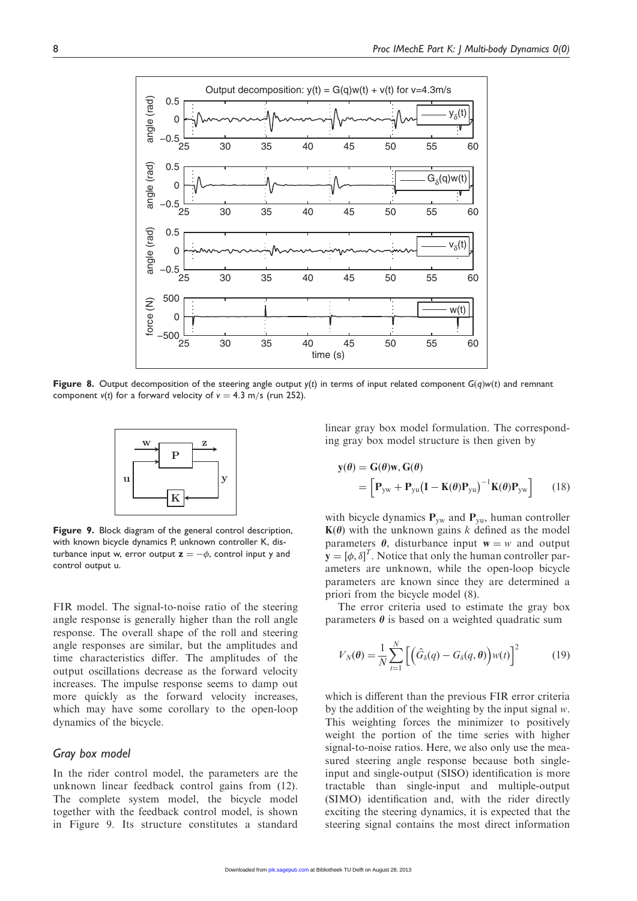**Figure 8.** Output decomposition of the steering angle output $y(t)$ in terms of input related component $G(q)w(t)$ and remnant component $v(t)$ for a forward velocity of $v = 4.3$ m/s (run 252).

**Figure 9.** Block diagram of the general control description, with known bicycle dynamics P, unknown controller K, disturbance input w, error output $\mathbf{z} = -\phi$, control input y and control output u.

FIR model. The signal-to-noise ratio of the steering angle response is generally higher than the roll angle response. The overall shape of the roll and steering angle responses are similar, but the amplitudes and time characteristics differ. The amplitudes of the output oscillations decrease as the forward velocity increases. The impulse response seems to damp out more quickly as the forward velocity increases, which may have some corollary to the open-loop dynamics of the bicycle.

## *Gray box model*

In the rider control model, the parameters are the unknown linear feedback control gains from (12). The complete system model, the bicycle model together with the feedback control model, is shown in Figure 9. Its structure constitutes a standard linear gray box model formulation. The corresponding gray box model structure is then given by

$$\mathbf{y}(\boldsymbol{\theta}) = \mathbf{G}(\boldsymbol{\theta})\mathbf{w}, \mathbf{G}(\boldsymbol{\theta}) = \left[\mathbf{P}_{\text{yw}} + \mathbf{P}_{\text{yu}}\left(\mathbf{I} - \mathbf{K}(\boldsymbol{\theta})\mathbf{P}_{\text{yu}}\right)^{-1}\mathbf{K}(\boldsymbol{\theta})\mathbf{P}_{\text{yw}}\right] \quad (18)$$

with bicycle dynamics $\mathbf{P}_{\text{yw}}$ and $\mathbf{P}_{\text{yu}}$, human controller $\mathbf{K}(\boldsymbol{\theta})$ with the unknown gains $k$ defined as the model parameters $\boldsymbol{\theta}$, disturbance input $\mathbf{w} = w$ and output $\mathbf{y} = [\phi, \delta]^T$. Notice that only the human controller parameters are unknown, while the open-loop bicycle parameters are known since they are determined a priori from the bicycle model (8).

The error criteria used to estimate the gray box parameters $\boldsymbol{\theta}$ is based on a weighted quadratic sum

$$V_N(\boldsymbol{\theta}) = \frac{1}{N}\sum_{t=1}^{N}\left[\left(\hat{G}_\delta(q) - G_\delta(q, \boldsymbol{\theta})\right)w(t)\right]^2 \quad (19)$$

which is different than the previous FIR error criteria by the addition of the weighting by the input signal $w$. This weighting forces the minimizer to positively weight the portion of the time series with higher signal-to-noise ratios. Here, we also only use the measured steering angle response because both single-input and single-output (SISO) identification is more tractable than single-input and multiple-output (SIMO) identification and, with the rider directly exciting the steering dynamics, it is expected that the steering signal contains the most direct information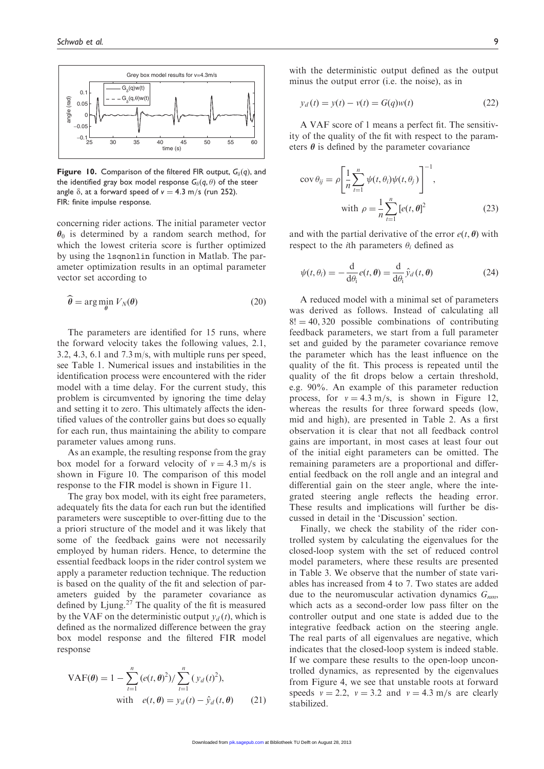**Figure 10.** Comparison of the filtered FIR output, $G_\delta(q)$, and the identified gray box model response $G_\delta(q,\theta)$ of the steer angle $\delta$, at a forward speed of $v = 4.3$ m/s (run 252). FIR: finite impulse response.

concerning rider actions. The initial parameter vector $\theta_0$ is determined by a random search method, for which the lowest criteria score is further optimized by using the `lsqnonlin` function in Matlab. The parameter optimization results in an optimal parameter vector set according to

$$\widehat{\boldsymbol{\theta}} = \arg\min_{\boldsymbol{\theta}} V_N(\boldsymbol{\theta}) \tag{20}$$

The parameters are identified for 15 runs, where the forward velocity takes the following values, 2.1, 3.2, 4.3, 6.1 and 7.3 m/s, with multiple runs per speed, see Table 1. Numerical issues and instabilities in the identification process were encountered with the rider model with a time delay. For the current study, this problem is circumvented by ignoring the time delay and setting it to zero. This ultimately affects the identified values of the controller gains but does so equally for each run, thus maintaining the ability to compare parameter values among runs.

As an example, the resulting response from the gray box model for a forward velocity of $v = 4.3$ m/s is shown in Figure 10. The comparison of this model response to the FIR model is shown in Figure 11.

The gray box model, with its eight free parameters, adequately fits the data for each run but the identified parameters were susceptible to over-fitting due to the a priori structure of the model and it was likely that some of the feedback gains were not necessarily employed by human riders. Hence, to determine the essential feedback loops in the rider control system we apply a parameter reduction technique. The reduction is based on the quality of the fit and selection of parameters guided by the parameter covariance as defined by Ljung.[27] The quality of the fit is measured by the VAF on the deterministic output $y_d(t)$, which is defined as the normalized difference between the gray box model response and the filtered FIR model response

$$\text{VAF}(\boldsymbol{\theta}) = 1 - \sum_{t=1}^{n} (e(t,\boldsymbol{\theta})^2) / \sum_{t=1}^{n} (y_d(t)^2), \quad \text{with} \quad e(t,\boldsymbol{\theta}) = y_d(t) - \hat{y}_d(t,\boldsymbol{\theta}) \tag{21}$$

with the deterministic output defined as the output minus the output error (i.e. the noise), as in

$$y_d(t) = y(t) - v(t) = G(q)w(t) \tag{22}$$

A VAF score of 1 means a perfect fit. The sensitivity of the quality of the fit with respect to the parameters $\boldsymbol{\theta}$ is defined by the parameter covariance

$$\operatorname{cov}\theta_{ij} = \rho\left[\frac{1}{n}\sum_{t=1}^{n}\psi(t,\theta_i)\psi(t,\theta_j)\right]^{-1}, \quad \text{with } \rho = \frac{1}{n}\sum_{t=1}^{n}[e(t,\boldsymbol{\theta})]^2 \tag{23}$$

and with the partial derivative of the error $e(t,\boldsymbol{\theta})$ with respect to the $i$th parameters $\theta_i$ defined as

$$\psi(t,\theta_i) = -\frac{\mathrm{d}}{\mathrm{d}\theta_i}e(t,\boldsymbol{\theta}) = \frac{\mathrm{d}}{\mathrm{d}\theta_i}\hat{y}_d(t,\boldsymbol{\theta}) \tag{24}$$

A reduced model with a minimal set of parameters was derived as follows. Instead of calculating all $8! = 40{,}320$ possible combinations of contributing feedback parameters, we start from a full parameter set and guided by the parameter covariance remove the parameter which has the least influence on the quality of the fit. This process is repeated until the quality of the fit drops below a certain threshold, e.g. 90%. An example of this parameter reduction process, for $v = 4.3$ m/s, is shown in Figure 12, whereas the results for three forward speeds (low, mid and high), are presented in Table 2. As a first observation it is clear that not all feedback control gains are important, in most cases at least four out of the initial eight parameters can be omitted. The remaining parameters are a proportional and differential feedback on the roll angle and an integral and differential gain on the steer angle, where the integrated steering angle reflects the heading error. These results and implications will further be discussed in detail in the 'Discussion' section.

Finally, we check the stability of the rider controlled system by calculating the eigenvalues for the closed-loop system with the set of reduced control model parameters, where these results are presented in Table 3. We observe that the number of state variables has increased from 4 to 7. Two states are added due to the neuromuscular activation dynamics $G_{nm}$, which acts as a second-order low pass filter on the controller output and one state is added due to the integrative feedback action on the steering angle. The real parts of all eigenvalues are negative, which indicates that the closed-loop system is indeed stable. If we compare these results to the open-loop uncontrolled dynamics, as represented by the eigenvalues from Figure 4, we see that unstable roots at forward speeds $v = 2.2$, $v = 3.2$ and $v = 4.3$ m/s are clearly stabilized.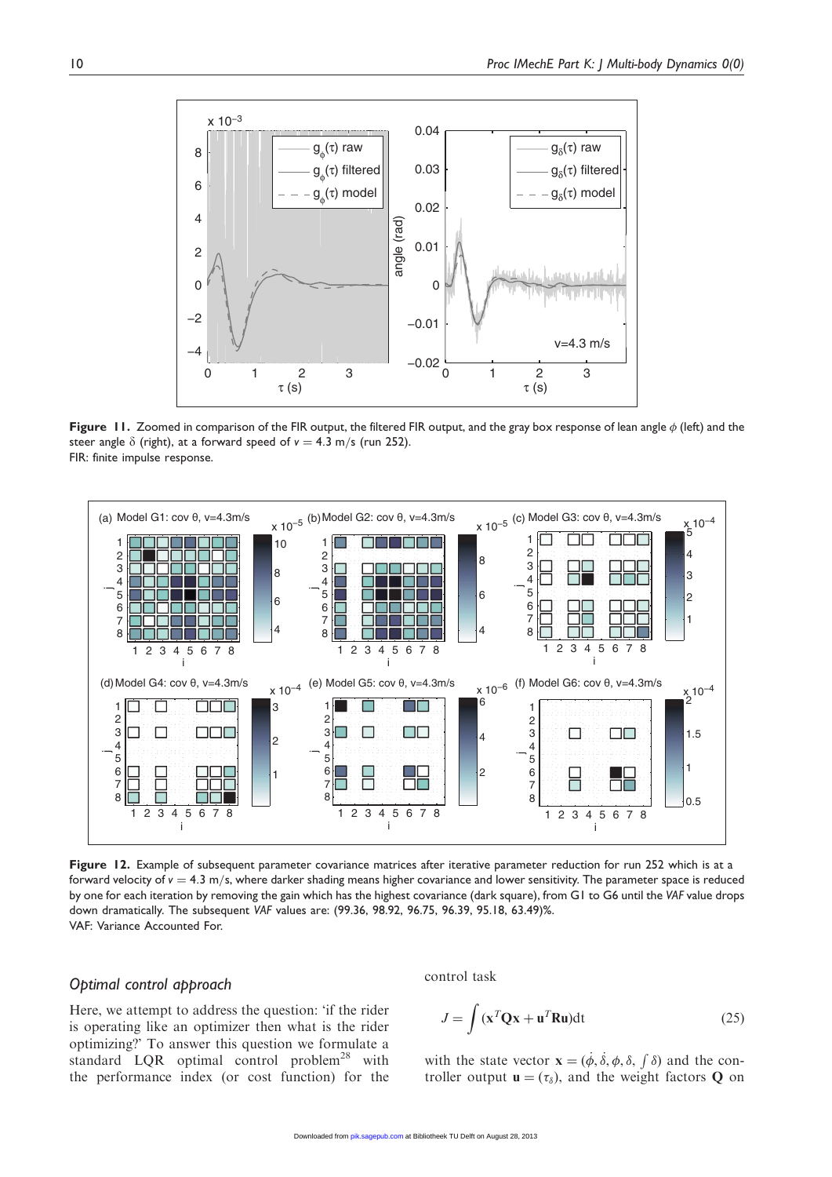**Figure 11.** Zoomed in comparison of the FIR output, the filtered FIR output, and the gray box response of lean angle $\phi$ (left) and the steer angle $\delta$ (right), at a forward speed of $v = 4.3$ m/s (run 252).
FIR: finite impulse response.

**Figure 12.** Example of subsequent parameter covariance matrices after iterative parameter reduction for run 252 which is at a forward velocity of $v = 4.3$ m/s, where darker shading means higher covariance and lower sensitivity. The parameter space is reduced by one for each iteration by removing the gain which has the highest covariance (dark square), from G1 to G6 until the *VAF* value drops down dramatically. The subsequent *VAF* values are: (99.36, 98.92, 96.75, 96.39, 95.18, 63.49)%.
VAF: Variance Accounted For.

### *Optimal control approach*

Here, we attempt to address the question: 'if the rider is operating like an optimizer then what is the rider optimizing?' To answer this question we formulate a standard LQR optimal control problem[28] with the performance index (or cost function) for the control task

$$J = \int (\mathbf{x}^T \mathbf{Q} \mathbf{x} + \mathbf{u}^T \mathbf{R} \mathbf{u}) \mathrm{d}t \tag{25}$$

with the state vector $\mathbf{x} = (\dot{\phi}, \dot{\delta}, \phi, \delta, \int \delta)$ and the controller output $\mathbf{u} = (\tau_\delta)$, and the weight factors $\mathbf{Q}$ on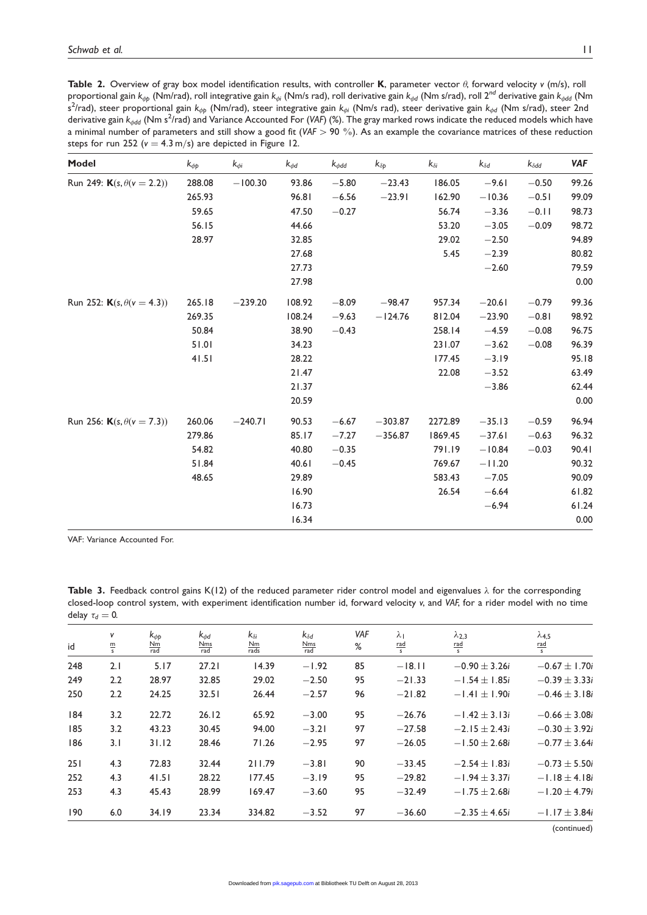**Table 2.** Overview of gray box model identification results, with controller **K**, parameter vector $\theta$, forward velocity $v$ (m/s), roll proportional gain $k_{\phi p}$ (Nm/rad), roll integrative gain $k_{\phi i}$ (Nm/s rad), roll derivative gain $k_{\phi d}$ (Nm s/rad), roll 2$^{nd}$ derivative gain $k_{\phi dd}$ (Nm s$^2$/rad), steer proportional gain $k_{\delta p}$ (Nm/rad), steer integrative gain $k_{\delta i}$ (Nm/s rad), steer derivative gain $k_{\delta d}$ (Nm s/rad), steer 2nd derivative gain $k_{\delta dd}$ (Nm s$^2$/rad) and Variance Accounted For (*VAF*) (%). The gray marked rows indicate the reduced models which have a minimal number of parameters and still show a good fit (*VAF* $> 90$ %). As an example the covariance matrices of these reduction steps for run 252 ($v = 4.3$ m/s) are depicted in Figure 12.

| Model | $k_{\phi p}$ | $k_{\phi i}$ | $k_{\phi d}$ | $k_{\phi dd}$ | $k_{\delta p}$ | $k_{\delta i}$ | $k_{\delta d}$ | $k_{\delta dd}$ | ***VAF*** |
|---|---|---|---|---|---|---|---|---|---|
| Run 249: $\mathbf{K}(s, \theta(v = 2.2))$ | 288.08 | −100.30 | 93.86 | −5.80 | −23.43 | 186.05 | −9.61 | −0.50 | 99.26 |
| | 265.93 | | 96.81 | −6.56 | −23.91 | 162.90 | −10.36 | −0.51 | 99.09 |
| | 59.65 | | 47.50 | −0.27 | | 56.74 | −3.36 | −0.11 | 98.73 |
| | 56.15 | | 44.66 | | | 53.20 | −3.05 | −0.09 | 98.72 |
| | 28.97 | | 32.85 | | | 29.02 | −2.50 | | 94.89 |
| | | | 27.68 | | | 5.45 | −2.39 | | 80.82 |
| | | | 27.73 | | | | −2.60 | | 79.59 |
| | | | 27.98 | | | | | | 0.00 |
| Run 252: $\mathbf{K}(s, \theta(v = 4.3))$ | 265.18 | −239.20 | 108.92 | −8.09 | −98.47 | 957.34 | −20.61 | −0.79 | 99.36 |
| | 269.35 | | 108.24 | −9.63 | −124.76 | 812.04 | −23.90 | −0.81 | 98.92 |
| | 50.84 | | 38.90 | −0.43 | | 258.14 | −4.59 | −0.08 | 96.75 |
| | 51.01 | | 34.23 | | | 231.07 | −3.62 | −0.08 | 96.39 |
| | 41.51 | | 28.22 | | | 177.45 | −3.19 | | 95.18 |
| | | | 21.47 | | | 22.08 | −3.52 | | 63.49 |
| | | | 21.37 | | | | −3.86 | | 62.44 |
| | | | 20.59 | | | | | | 0.00 |
| Run 256: $\mathbf{K}(s, \theta(v = 7.3))$ | 260.06 | −240.71 | 90.53 | −6.67 | −303.87 | 2272.89 | −35.13 | −0.59 | 96.94 |
| | 279.86 | | 85.17 | −7.27 | −356.87 | 1869.45 | −37.61 | −0.63 | 96.32 |
| | 54.82 | | 40.80 | −0.35 | | 791.19 | −10.84 | −0.03 | 90.41 |
| | 51.84 | | 40.61 | −0.45 | | 769.67 | −11.20 | | 90.32 |
| | 48.65 | | 29.89 | | | 583.43 | −7.05 | | 90.09 |
| | | | 16.90 | | | 26.54 | −6.64 | | 61.82 |
| | | | 16.73 | | | | −6.94 | | 61.24 |
| | | | 16.34 | | | | | | 0.00 |

VAF: Variance Accounted For.

**Table 3.** Feedback control gains K(12) of the reduced parameter rider control model and eigenvalues $\lambda$ for the corresponding closed-loop control system, with experiment identification number id, forward velocity $v$, and *VAF*, for a rider model with no time delay $\tau_d = 0$.

| id | $v$ $\frac{\text{m}}{\text{s}}$ | $k_{\phi p}$ $\frac{\text{Nm}}{\text{rad}}$ | $k_{\phi d}$ $\frac{\text{Nms}}{\text{rad}}$ | $k_{\delta i}$ $\frac{\text{Nm}}{\text{rads}}$ | $k_{\delta d}$ $\frac{\text{Nms}}{\text{rad}}$ | *VAF* % | $\lambda_1$ $\frac{\text{rad}}{\text{s}}$ | $\lambda_{2,3}$ $\frac{\text{rad}}{\text{s}}$ | $\lambda_{4,5}$ $\frac{\text{rad}}{\text{s}}$ |
|---|---|---|---|---|---|---|---|---|---|
| 248 | 2.1 | 5.17 | 27.21 | 14.39 | −1.92 | 85 | −18.11 | $-0.90 \pm 3.26i$ | $-0.67 \pm 1.70i$ |
| 249 | 2.2 | 28.97 | 32.85 | 29.02 | −2.50 | 95 | −21.33 | $-1.54 \pm 1.85i$ | $-0.39 \pm 3.33i$ |
| 250 | 2.2 | 24.25 | 32.51 | 26.44 | −2.57 | 96 | −21.82 | $-1.41 \pm 1.90i$ | $-0.46 \pm 3.18i$ |
| 184 | 3.2 | 22.72 | 26.12 | 65.92 | −3.00 | 95 | −26.76 | $-1.42 \pm 3.13i$ | $-0.66 \pm 3.08i$ |
| 185 | 3.2 | 43.23 | 30.45 | 94.00 | −3.21 | 97 | −27.58 | $-2.15 \pm 2.43i$ | $-0.30 \pm 3.92i$ |
| 186 | 3.1 | 31.12 | 28.46 | 71.26 | −2.95 | 97 | −26.05 | $-1.50 \pm 2.68i$ | $-0.77 \pm 3.64i$ |
| 251 | 4.3 | 72.83 | 32.44 | 211.79 | −3.81 | 90 | −33.45 | $-2.54 \pm 1.83i$ | $-0.73 \pm 5.50i$ |
| 252 | 4.3 | 41.51 | 28.22 | 177.45 | −3.19 | 95 | −29.82 | $-1.94 \pm 3.37i$ | $-1.18 \pm 4.18i$ |
| 253 | 4.3 | 45.43 | 28.99 | 169.47 | −3.60 | 95 | −32.49 | $-1.75 \pm 2.68i$ | $-1.20 \pm 4.79i$ |
| 190 | 6.0 | 34.19 | 23.34 | 334.82 | −3.52 | 97 | −36.60 | $-2.35 \pm 4.65i$ | $-1.17 \pm 3.84i$ |

(continued)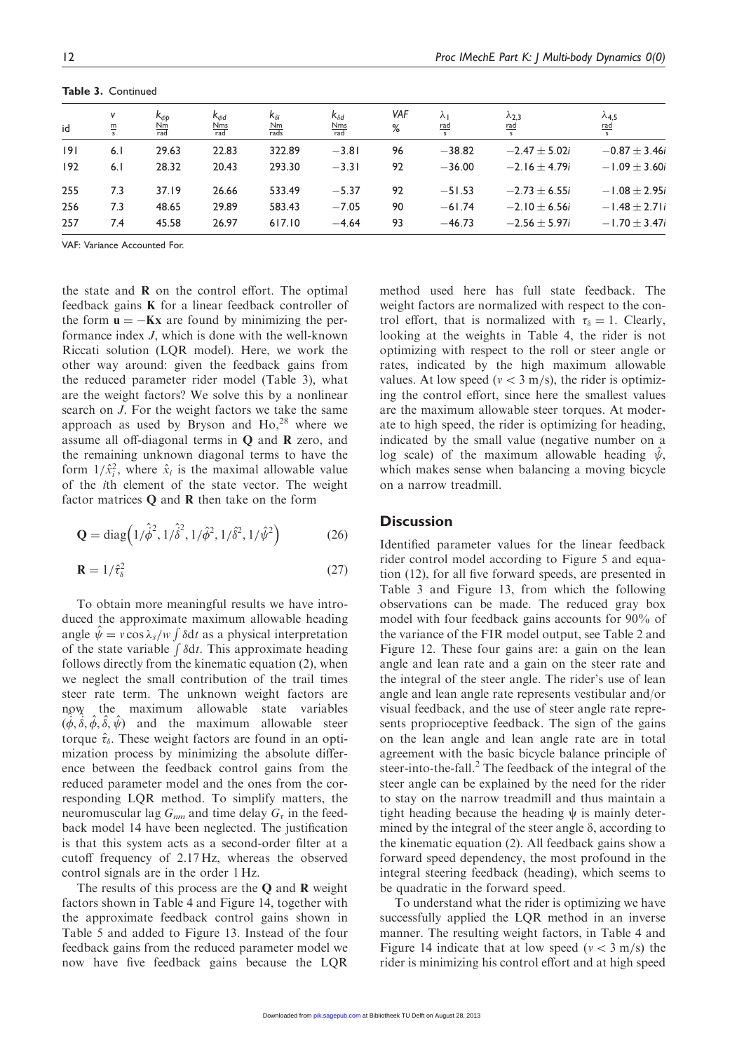**Table 3.** Continued

| id | $v$ $\frac{\text{m}}{\text{s}}$ | $k_{\phi p}$ $\frac{\text{Nm}}{\text{rad}}$ | $k_{\phi d}$ $\frac{\text{Nms}}{\text{rad}}$ | $k_{\delta i}$ $\frac{\text{Nm}}{\text{rads}}$ | $k_{\delta d}$ $\frac{\text{Nms}}{\text{rad}}$ | VAF % | $\lambda_1$ $\frac{\text{rad}}{\text{s}}$ | $\lambda_{2,3}$ $\frac{\text{rad}}{\text{s}}$ | $\lambda_{4,5}$ $\frac{\text{rad}}{\text{s}}$ |
|---|---|---|---|---|---|---|---|---|---|
| 191 | 6.1 | 29.63 | 22.83 | 322.89 | −3.81 | 96 | −38.82 | $-2.47 \pm 5.02i$ | $-0.87 \pm 3.46i$ |
| 192 | 6.1 | 28.32 | 20.43 | 293.30 | −3.31 | 92 | −36.00 | $-2.16 \pm 4.79i$ | $-1.09 \pm 3.60i$ |
| 255 | 7.3 | 37.19 | 26.66 | 533.49 | −5.37 | 92 | −51.53 | $-2.73 \pm 6.55i$ | $-1.08 \pm 2.95i$ |
| 256 | 7.3 | 48.65 | 29.89 | 583.43 | −7.05 | 90 | −61.74 | $-2.10 \pm 6.56i$ | $-1.48 \pm 2.71i$ |
| 257 | 7.4 | 45.58 | 26.97 | 617.10 | −4.64 | 93 | −46.73 | $-2.56 \pm 5.97i$ | $-1.70 \pm 3.47i$ |

VAF: Variance Accounted For.

the state and $\mathbf{R}$ on the control effort. The optimal feedback gains $\mathbf{K}$ for a linear feedback controller of the form $\mathbf{u} = -\mathbf{K}\mathbf{x}$ are found by minimizing the performance index $J$, which is done with the well-known Riccati solution (LQR model). Here, we work the other way around: given the feedback gains from the reduced parameter rider model (Table 3), what are the weight factors? We solve this by a nonlinear search on $J$. For the weight factors we take the same approach as used by Bryson and Ho,[28] where we assume all off-diagonal terms in $\mathbf{Q}$ and $\mathbf{R}$ zero, and the remaining unknown diagonal terms to have the form $1/\hat{x}_i^2$, where $\hat{x}_i$ is the maximal allowable value of the $i$th element of the state vector. The weight factor matrices $\mathbf{Q}$ and $\mathbf{R}$ then take on the form

$$\mathbf{Q} = \text{diag}\left(1/\hat{\dot{\phi}}^2, 1/\hat{\dot{\delta}}^2, 1/\hat{\phi}^2, 1/\hat{\delta}^2, 1/\hat{\psi}^2\right) \tag{26}$$

$$\mathbf{R} = 1/\hat{\tau}_\delta^2 \tag{27}$$

To obtain more meaningful results we have introduced the approximate maximum allowable heading angle $\hat{\psi} = v \cos \lambda_s / w \int \delta \text{d}t$ as a physical interpretation of the state variable $\int \delta \text{d}t$. This approximate heading follows directly from the kinematic equation (2), when we neglect the small contribution of the trail times steer rate term. The unknown weight factors are now the maximum allowable state variables $(\hat{\dot{\phi}}, \hat{\dot{\delta}}, \hat{\phi}, \hat{\delta}, \hat{\psi})$ and the maximum allowable steer torque $\hat{\tau}_\delta$. These weight factors are found in an optimization process by minimizing the absolute difference between the feedback control gains from the reduced parameter model and the ones from the corresponding LQR method. To simplify matters, the neuromuscular lag $G_{nm}$ and time delay $G_\tau$ in the feedback model 14 have been neglected. The justification is that this system acts as a second-order filter at a cutoff frequency of 2.17 Hz, whereas the observed control signals are in the order 1 Hz.

The results of this process are the $\mathbf{Q}$ and $\mathbf{R}$ weight factors shown in Table 4 and Figure 14, together with the approximate feedback control gains shown in Table 5 and added to Figure 13. Instead of the four feedback gains from the reduced parameter model we now have five feedback gains because the LQR method used here has full state feedback. The weight factors are normalized with respect to the control effort, that is normalized with $\tau_\delta = 1$. Clearly, looking at the weights in Table 4, the rider is not optimizing with respect to the roll or steer angle or rates, indicated by the high maximum allowable values. At low speed ($v < 3$ m/s), the rider is optimizing the control effort, since here the smallest values are the maximum allowable steer torques. At moderate to high speed, the rider is optimizing for heading, indicated by the small value (negative number on a log scale) of the maximum allowable heading $\hat{\psi}$, which makes sense when balancing a moving bicycle on a narrow treadmill.

## Discussion

Identified parameter values for the linear feedback rider control model according to Figure 5 and equation (12), for all five forward speeds, are presented in Table 3 and Figure 13, from which the following observations can be made. The reduced gray box model with four feedback gains accounts for 90% of the variance of the FIR model output, see Table 2 and Figure 12. These four gains are: a gain on the lean angle and lean rate and a gain on the steer rate and the integral of the steer angle. The rider's use of lean angle and lean angle rate represents vestibular and/or visual feedback, and the use of steer angle rate represents proprioceptive feedback. The sign of the gains on the lean angle and lean angle rate are in total agreement with the basic bicycle balance principle of steer-into-the-fall.[2] The feedback of the integral of the steer angle can be explained by the need for the rider to stay on the narrow treadmill and thus maintain a tight heading because the heading $\psi$ is mainly determined by the integral of the steer angle $\delta$, according to the kinematic equation (2). All feedback gains show a forward speed dependency, the most profound in the integral steering feedback (heading), which seems to be quadratic in the forward speed.

To understand what the rider is optimizing we have successfully applied the LQR method in an inverse manner. The resulting weight factors, in Table 4 and Figure 14 indicate that at low speed ($v < 3$ m/s) the rider is minimizing his control effort and at high speed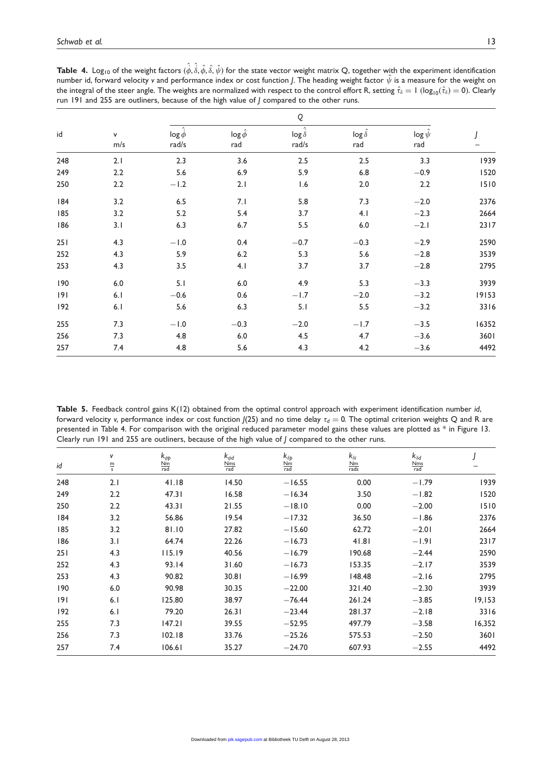**Table 4.** $\text{Log}_{10}$ of the weight factors $(\hat{\dot{\phi}}, \hat{\dot{\delta}}, \hat{\phi}, \hat{\delta}, \hat{\psi})$ for the state vector weight matrix Q, together with the experiment identification number id, forward velocity $v$ and performance index or cost function $J$. The heading weight factor $\hat{\psi}$ is a measure for the weight on the integral of the steer angle. The weights are normalized with respect to the control effort R, setting $\hat{\tau}_\delta = 1$ ($\log_{10}(\hat{\tau}_\delta) = 0$). Clearly run 191 and 255 are outliners, because of the high value of $J$ compared to the other runs.

| id | v | Q | | | | | J |
|---|---|---|---|---|---|---|---|
| | m/s | $\log \hat{\dot{\phi}}$ rad/s | $\log \hat{\phi}$ rad | $\log \hat{\dot{\delta}}$ rad/s | $\log \hat{\delta}$ rad | $\log \hat{\psi}$ rad | – |
| 248 | 2.1 | 2.3 | 3.6 | 2.5 | 2.5 | 3.3 | 1939 |
| 249 | 2.2 | 5.6 | 6.9 | 5.9 | 6.8 | −0.9 | 1520 |
| 250 | 2.2 | −1.2 | 2.1 | 1.6 | 2.0 | 2.2 | 1510 |
| 184 | 3.2 | 6.5 | 7.1 | 5.8 | 7.3 | −2.0 | 2376 |
| 185 | 3.2 | 5.2 | 5.4 | 3.7 | 4.1 | −2.3 | 2664 |
| 186 | 3.1 | 6.3 | 6.7 | 5.5 | 6.0 | −2.1 | 2317 |
| 251 | 4.3 | −1.0 | 0.4 | −0.7 | −0.3 | −2.9 | 2590 |
| 252 | 4.3 | 5.9 | 6.2 | 5.3 | 5.6 | −2.8 | 3539 |
| 253 | 4.3 | 3.5 | 4.1 | 3.7 | 3.7 | −2.8 | 2795 |
| 190 | 6.0 | 5.1 | 6.0 | 4.9 | 5.3 | −3.3 | 3939 |
| 191 | 6.1 | −0.6 | 0.6 | −1.7 | −2.0 | −3.2 | 19153 |
| 192 | 6.1 | 5.6 | 6.3 | 5.1 | 5.5 | −3.2 | 3316 |
| 255 | 7.3 | −1.0 | −0.3 | −2.0 | −1.7 | −3.5 | 16352 |
| 256 | 7.3 | 4.8 | 6.0 | 4.5 | 4.7 | −3.6 | 3601 |
| 257 | 7.4 | 4.8 | 5.6 | 4.3 | 4.2 | −3.6 | 4492 |

**Table 5.** Feedback control gains K(12) obtained from the optimal control approach with experiment identification number *id*, forward velocity $v$, performance index or cost function $J(25)$ and no time delay $\tau_d = 0$. The optimal criterion weights Q and R are presented in Table 4. For comparison with the original reduced parameter model gains these values are plotted as * in Figure 13. Clearly run 191 and 255 are outliners, because of the high value of $J$ compared to the other runs.

| *id* | $v$ $\frac{\text{m}}{\text{s}}$ | $k_{\phi p}$ $\frac{\text{Nm}}{\text{rad}}$ | $k_{\phi d}$ $\frac{\text{Nms}}{\text{rad}}$ | $k_{\delta p}$ $\frac{\text{Nm}}{\text{rad}}$ | $k_{\delta i}$ $\frac{\text{Nm}}{\text{rads}}$ | $k_{\delta d}$ $\frac{\text{Nms}}{\text{rad}}$ | $J$ – |
|---|---|---|---|---|---|---|---|
| 248 | 2.1 | 41.18 | 14.50 | −16.55 | 0.00 | −1.79 | 1939 |
| 249 | 2.2 | 47.31 | 16.58 | −16.34 | 3.50 | −1.82 | 1520 |
| 250 | 2.2 | 43.31 | 21.55 | −18.10 | 0.00 | −2.00 | 1510 |
| 184 | 3.2 | 56.86 | 19.54 | −17.32 | 36.50 | −1.86 | 2376 |
| 185 | 3.2 | 81.10 | 27.82 | −15.60 | 62.72 | −2.01 | 2664 |
| 186 | 3.1 | 64.74 | 22.26 | −16.73 | 41.81 | −1.91 | 2317 |
| 251 | 4.3 | 115.19 | 40.56 | −16.79 | 190.68 | −2.44 | 2590 |
| 252 | 4.3 | 93.14 | 31.60 | −16.73 | 153.35 | −2.17 | 3539 |
| 253 | 4.3 | 90.82 | 30.81 | −16.99 | 148.48 | −2.16 | 2795 |
| 190 | 6.0 | 90.98 | 30.35 | −22.00 | 321.40 | −2.30 | 3939 |
| 191 | 6.1 | 125.80 | 38.97 | −76.44 | 261.24 | −3.85 | 19,153 |
| 192 | 6.1 | 79.20 | 26.31 | −23.44 | 281.37 | −2.18 | 3316 |
| 255 | 7.3 | 147.21 | 39.55 | −52.95 | 497.79 | −3.58 | 16,352 |
| 256 | 7.3 | 102.18 | 33.76 | −25.26 | 575.53 | −2.50 | 3601 |
| 257 | 7.4 | 106.61 | 35.27 | −24.70 | 607.93 | −2.55 | 4492 |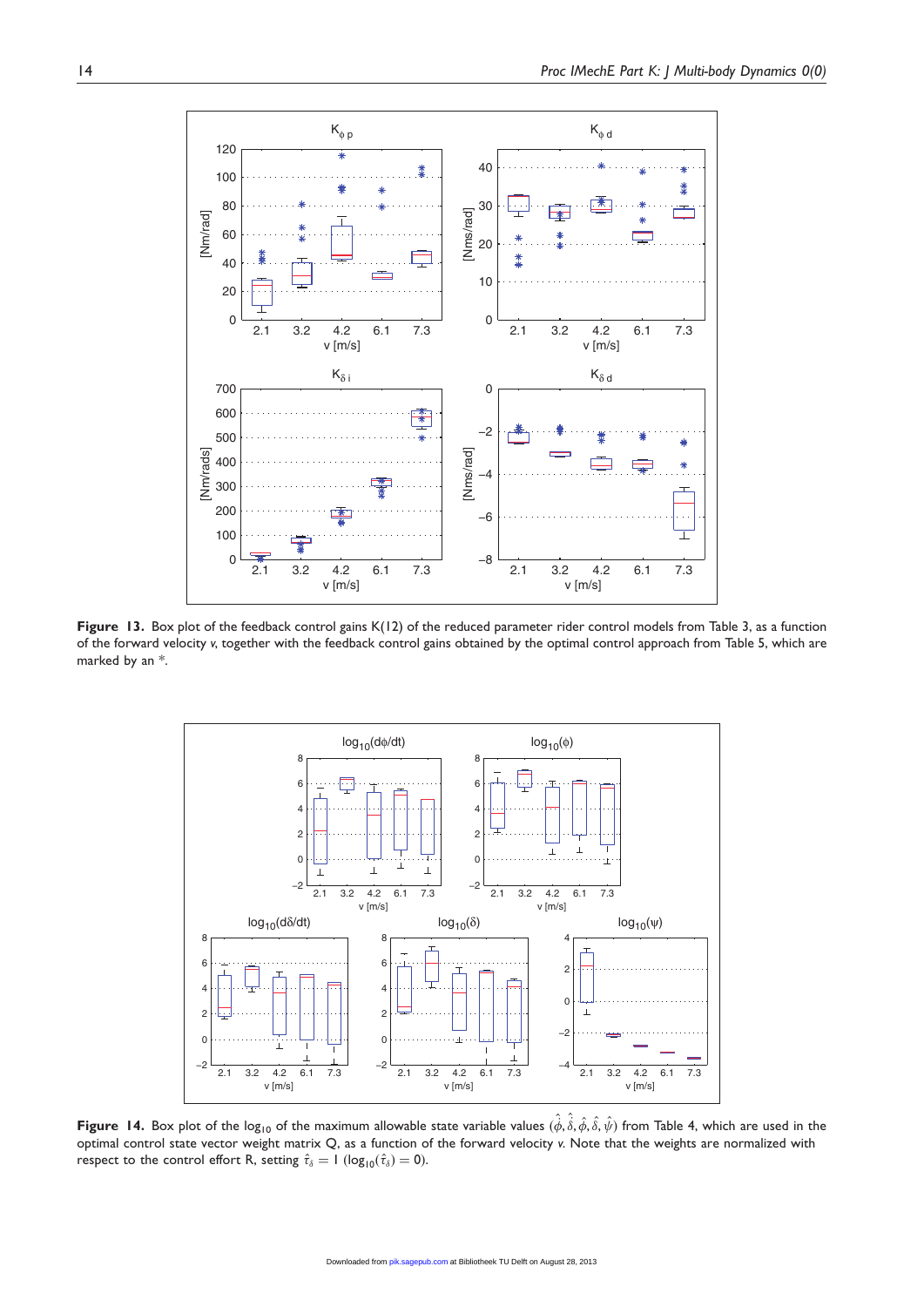**Figure 13.** Box plot of the feedback control gains K(12) of the reduced parameter rider control models from Table 3, as a function of the forward velocity $v$, together with the feedback control gains obtained by the optimal control approach from Table 5, which are marked by an *.

**Figure 14.** Box plot of the $\log_{10}$ of the maximum allowable state variable values $(\hat{\dot{\phi}}, \hat{\dot{\delta}}, \hat{\phi}, \hat{\delta}, \hat{\psi})$ from Table 4, which are used in the optimal control state vector weight matrix Q, as a function of the forward velocity $v$. Note that the weights are normalized with respect to the control effort R, setting $\hat{\tau}_\delta = 1$ ($\log_{10}(\hat{\tau}_\delta) = 0$).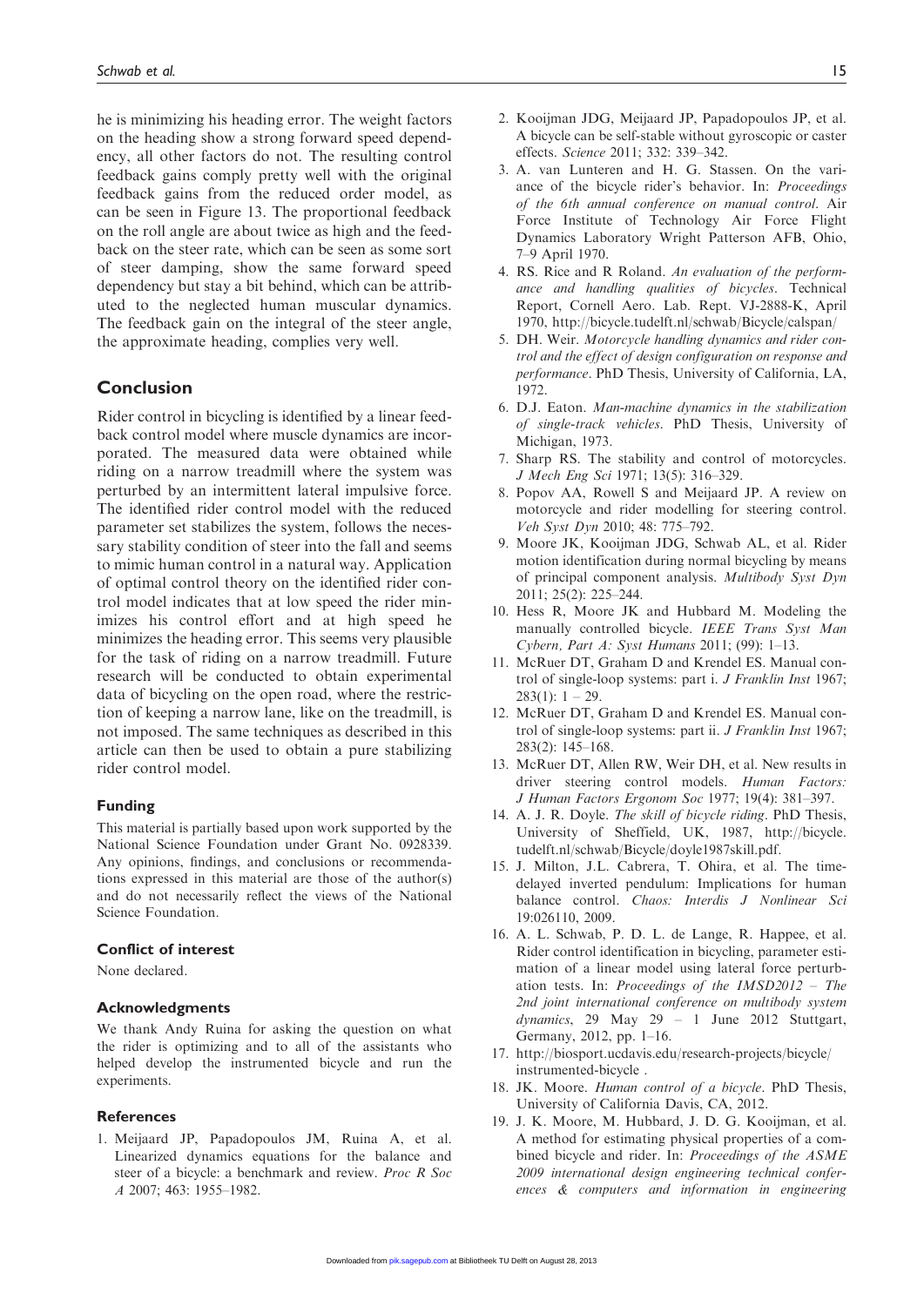he is minimizing his heading error. The weight factors on the heading show a strong forward speed dependency, all other factors do not. The resulting control feedback gains comply pretty well with the original feedback gains from the reduced order model, as can be seen in Figure 13. The proportional feedback on the roll angle are about twice as high and the feedback on the steer rate, which can be seen as some sort of steer damping, show the same forward speed dependency but stay a bit behind, which can be attributed to the neglected human muscular dynamics. The feedback gain on the integral of the steer angle, the approximate heading, complies very well.

## Conclusion

Rider control in bicycling is identified by a linear feedback control model where muscle dynamics are incorporated. The measured data were obtained while riding on a narrow treadmill where the system was perturbed by an intermittent lateral impulsive force. The identified rider control model with the reduced parameter set stabilizes the system, follows the necessary stability condition of steer into the fall and seems to mimic human control in a natural way. Application of optimal control theory on the identified rider control model indicates that at low speed the rider minimizes his control effort and at high speed he minimizes the heading error. This seems very plausible for the task of riding on a narrow treadmill. Future research will be conducted to obtain experimental data of bicycling on the open road, where the restriction of keeping a narrow lane, like on the treadmill, is not imposed. The same techniques as described in this article can then be used to obtain a pure stabilizing rider control model.

### Funding

This material is partially based upon work supported by the National Science Foundation under Grant No. 0928339. Any opinions, findings, and conclusions or recommendations expressed in this material are those of the author(s) and do not necessarily reflect the views of the National Science Foundation.

### Conflict of interest

None declared.

### Acknowledgments

We thank Andy Ruina for asking the question on what the rider is optimizing and to all of the assistants who helped develop the instrumented bicycle and run the experiments.

### References

1. Meijaard JP, Papadopoulos JM, Ruina A, et al. Linearized dynamics equations for the balance and steer of a bicycle: a benchmark and review. *Proc R Soc A* 2007; 463: 1955–1982.
2. Kooijman JDG, Meijaard JP, Papadopoulos JP, et al. A bicycle can be self-stable without gyroscopic or caster effects. *Science* 2011; 332: 339–342.
3. A. van Lunteren and H. G. Stassen. On the variance of the bicycle rider's behavior. In: *Proceedings of the 6th annual conference on manual control*. Air Force Institute of Technology Air Force Flight Dynamics Laboratory Wright Patterson AFB, Ohio, 7–9 April 1970.
4. RS. Rice and R Roland. *An evaluation of the performance and handling qualities of bicycles*. Technical Report, Cornell Aero. Lab. Rept. VJ-2888-K, April 1970, http://bicycle.tudelft.nl/schwab/Bicycle/calspan/
5. DH. Weir. *Motorcycle handling dynamics and rider control and the effect of design configuration on response and performance*. PhD Thesis, University of California, LA, 1972.
6. D.J. Eaton. *Man-machine dynamics in the stabilization of single-track vehicles*. PhD Thesis, University of Michigan, 1973.
7. Sharp RS. The stability and control of motorcycles. *J Mech Eng Sci* 1971; 13(5): 316–329.
8. Popov AA, Rowell S and Meijaard JP. A review on motorcycle and rider modelling for steering control. *Veh Syst Dyn* 2010; 48: 775–792.
9. Moore JK, Kooijman JDG, Schwab AL, et al. Rider motion identification during normal bicycling by means of principal component analysis. *Multibody Syst Dyn* 2011; 25(2): 225–244.
10. Hess R, Moore JK and Hubbard M. Modeling the manually controlled bicycle. *IEEE Trans Syst Man Cybern, Part A: Syst Humans* 2011; (99): 1–13.
11. McRuer DT, Graham D and Krendel ES. Manual control of single-loop systems: part i. *J Franklin Inst* 1967; 283(1): 1 – 29.
12. McRuer DT, Graham D and Krendel ES. Manual control of single-loop systems: part ii. *J Franklin Inst* 1967; 283(2): 145–168.
13. McRuer DT, Allen RW, Weir DH, et al. New results in driver steering control models. *Human Factors: J Human Factors Ergonom Soc* 1977; 19(4): 381–397.
14. A. J. R. Doyle. *The skill of bicycle riding*. PhD Thesis, University of Sheffield, UK, 1987, http://bicycle.tudelft.nl/schwab/Bicycle/doyle1987skill.pdf.
15. J. Milton, J.L. Cabrera, T. Ohira, et al. The time-delayed inverted pendulum: Implications for human balance control. *Chaos: Interdis J Nonlinear Sci* 19:026110, 2009.
16. A. L. Schwab, P. D. L. de Lange, R. Happee, et al. Rider control identification in bicycling, parameter estimation of a linear model using lateral force perturbation tests. In: *Proceedings of the IMSD2012 – The 2nd joint international conference on multibody system dynamics*, 29 May 29 – 1 June 2012 Stuttgart, Germany, 2012, pp. 1–16.
17. http://biosport.ucdavis.edu/research-projects/bicycle/instrumented-bicycle .
18. JK. Moore. *Human control of a bicycle*. PhD Thesis, University of California Davis, CA, 2012.
19. J. K. Moore, M. Hubbard, J. D. G. Kooijman, et al. A method for estimating physical properties of a combined bicycle and rider. In: *Proceedings of the ASME 2009 international design engineering technical conferences & computers and information in engineering*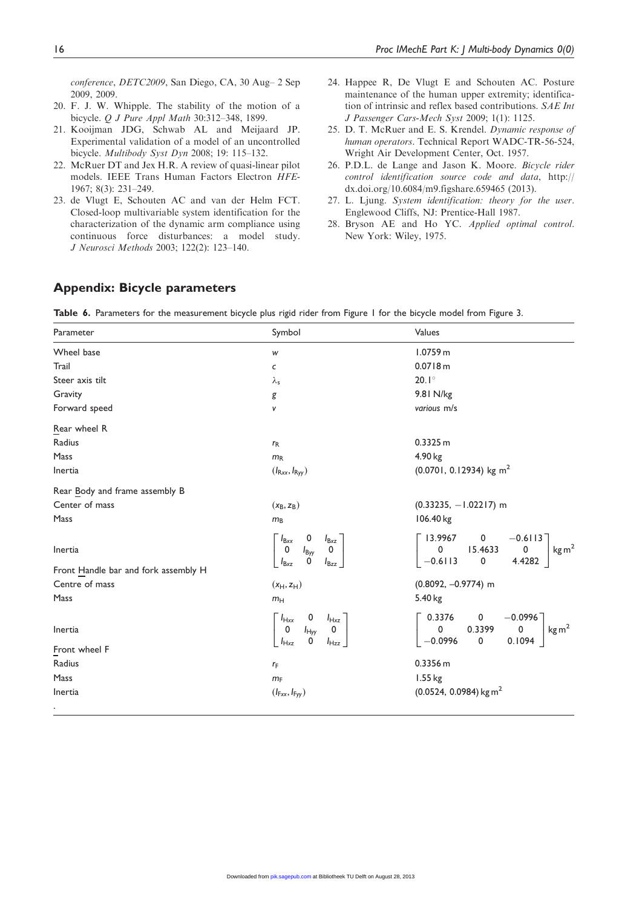conference, *DETC2009*, San Diego, CA, 30 Aug– 2 Sep 2009, 2009.

20. F. J. W. Whipple. The stability of the motion of a bicycle. *Q J Pure Appl Math* 30:312–348, 1899.
21. Kooijman JDG, Schwab AL and Meijaard JP. Experimental validation of a model of an uncontrolled bicycle. *Multibody Syst Dyn* 2008; 19: 115–132.
22. McRuer DT and Jex H.R. A review of quasi-linear pilot models. IEEE Trans Human Factors Electron *HFE*-1967; 8(3): 231–249.
23. de Vlugt E, Schouten AC and van der Helm FCT. Closed-loop multivariable system identification for the characterization of the dynamic arm compliance using continuous force disturbances: a model study. *J Neurosci Methods* 2003; 122(2): 123–140.
24. Happee R, De Vlugt E and Schouten AC. Posture maintenance of the human upper extremity; identification of intrinsic and reflex based contributions. *SAE Int J Passenger Cars-Mech Syst* 2009; 1(1): 1125.
25. D. T. McRuer and E. S. Krendel. *Dynamic response of human operators*. Technical Report WADC-TR-56-524, Wright Air Development Center, Oct. 1957.
26. P.D.L. de Lange and Jason K. Moore. *Bicycle rider control identification source code and data*, http://dx.doi.org/10.6084/m9.figshare.659465 (2013).
27. L. Ljung. *System identification: theory for the user*. Englewood Cliffs, NJ: Prentice-Hall 1987.
28. Bryson AE and Ho YC. *Applied optimal control*. New York: Wiley, 1975.

## Appendix: Bicycle parameters

**Table 6.** Parameters for the measurement bicycle plus rigid rider from Figure 1 for the bicycle model from Figure 3.

| Parameter | Symbol | Values |
|---|---|---|
| Wheel base | $w$ | 1.0759 m |
| Trail | $c$ | 0.0718 m |
| Steer axis tilt | $\lambda_s$ | 20.1° |
| Gravity | $g$ | 9.81 N/kg |
| Forward speed | $v$ | *various* m/s |
| Rear wheel R | | |
| Radius | $r_R$ | 0.3325 m |
| Mass | $m_R$ | 4.90 kg |
| Inertia | $(I_{Rxx}, I_{Ryy})$ | (0.0701, 0.12934) kg m$^2$ |
| Rear Body and frame assembly B | | |
| Center of mass | $(x_B, z_B)$ | (0.33235, −1.02217) m |
| Mass | $m_B$ | 106.40 kg |
| Inertia | $\begin{bmatrix} I_{Bxx} & 0 & I_{Bxz} \\ 0 & I_{Byy} & 0 \\ I_{Bxz} & 0 & I_{Bzz} \end{bmatrix}$ | $\begin{bmatrix} 13.9967 & 0 & -0.6113 \\ 0 & 15.4633 & 0 \\ -0.6113 & 0 & 4.4282 \end{bmatrix}$ kg m$^2$ |
| Front Handle bar and fork assembly H | | |
| Centre of mass | $(x_H, z_H)$ | (0.8092, −0.9774) m |
| Mass | $m_H$ | 5.40 kg |
| Inertia | $\begin{bmatrix} I_{Hxx} & 0 & I_{Hxz} \\ 0 & I_{Hyy} & 0 \\ I_{Hxz} & 0 & I_{Hzz} \end{bmatrix}$ | $\begin{bmatrix} 0.3376 & 0 & -0.0996 \\ 0 & 0.3399 & 0 \\ -0.0996 & 0 & 0.1094 \end{bmatrix}$ kg m$^2$ |
| Front wheel F | | |
| Radius | $r_F$ | 0.3356 m |
| Mass | $m_F$ | 1.55 kg |
| Inertia | $(I_{Fxx}, I_{Fyy})$ | (0.0524, 0.0984) kg m$^2$ |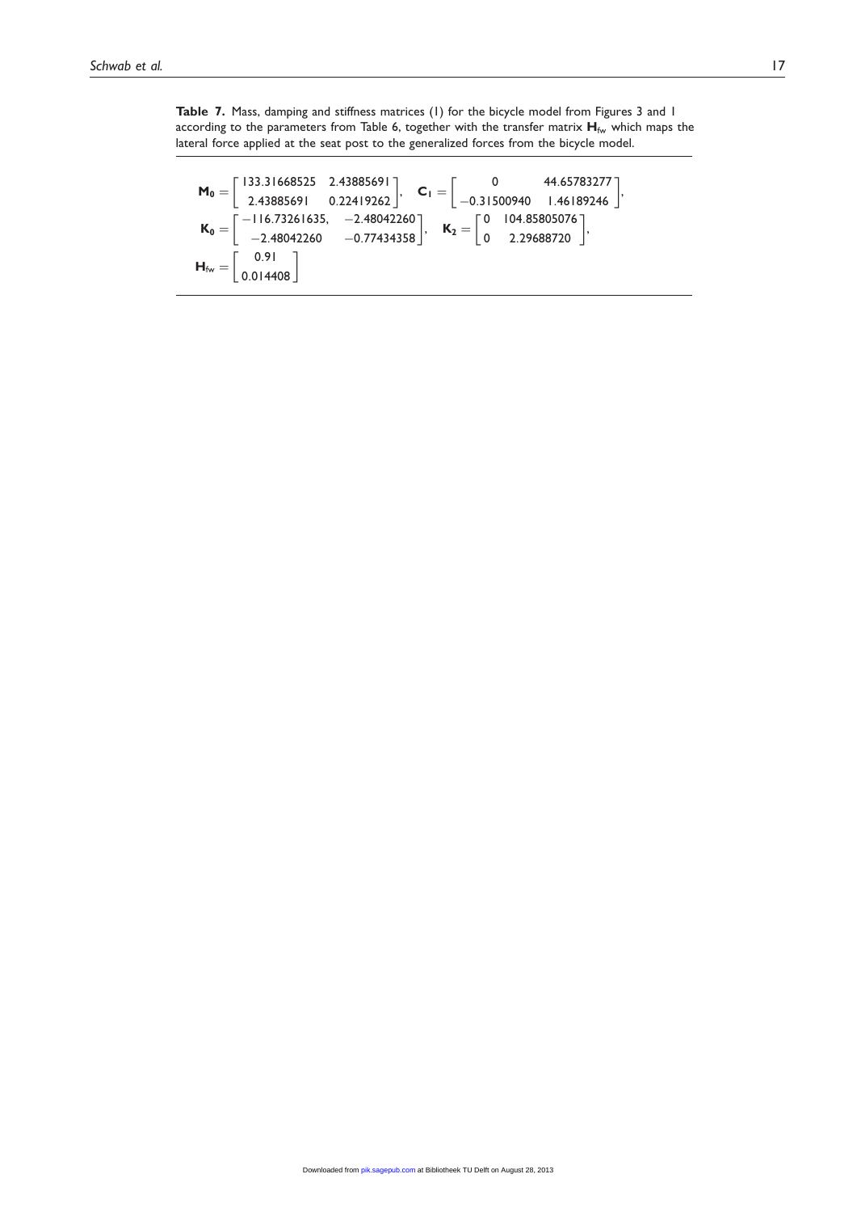**Table 7.** Mass, damping and stiffness matrices (1) for the bicycle model from Figures 3 and 1 according to the parameters from Table 6, together with the transfer matrix $\mathbf{H}_{fw}$ which maps the lateral force applied at the seat post to the generalized forces from the bicycle model.

$$\mathbf{M_0} = \begin{bmatrix} 133.31668525 & 2.43885691 \\ 2.43885691 & 0.22419262 \end{bmatrix}, \quad \mathbf{C_1} = \begin{bmatrix} 0 & 44.65783277 \\ -0.31500940 & 1.46189246 \end{bmatrix},$$

$$\mathbf{K_0} = \begin{bmatrix} -116.73261635, & -2.48042260 \\ -2.48042260 & -0.77434358 \end{bmatrix}, \quad \mathbf{K_2} = \begin{bmatrix} 0 & 104.85805076 \\ 0 & 2.29688720 \end{bmatrix},$$

$$\mathbf{H}_{fw} = \begin{bmatrix} 0.91 \\ 0.014408 \end{bmatrix}$$

Downloaded from pik.sagepub.com at Bibliotheek TU Delft on August 28, 2013